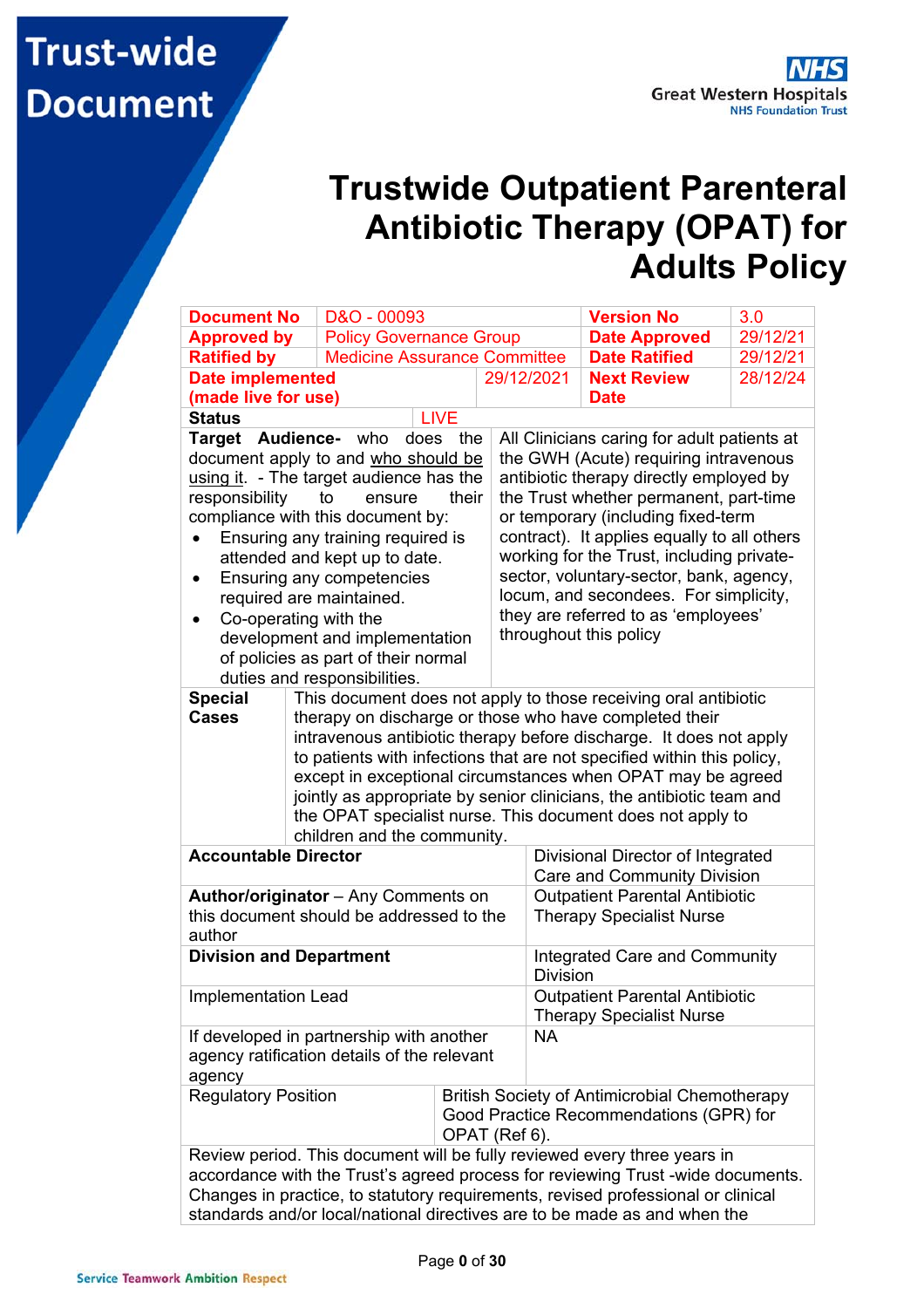Trust-wide Document

Great Western Hospitals NHS Foundation Trust

# Trustwide Outpatient Parenteral Antibiotic Therapy (OPAT) for Adults Policy

| | | | |
|---|---|---|---|
| **Document No** | D&O - 00093 | **Version No** | 3.0 |
| **Approved by** | Policy Governance Group | **Date Approved** | 29/12/21 |
| **Ratified by** | Medicine Assurance Committee | **Date Ratified** | 29/12/21 |
| **Date implemented (made live for use)** | 29/12/2021 | **Next Review Date** | 28/12/24 |
| **Status** | LIVE | | |

| | |
|---|---|
| **Target Audience-** who does the document apply to and <u>who should be using it</u>. - The target audience has the responsibility to ensure their compliance with this document by:<br>• Ensuring any training required is attended and kept up to date.<br>• Ensuring any competencies required are maintained.<br>• Co-operating with the development and implementation of policies as part of their normal duties and responsibilities. | All Clinicians caring for adult patients at the GWH (Acute) requiring intravenous antibiotic therapy directly employed by the Trust whether permanent, part-time or temporary (including fixed-term contract). It applies equally to all others working for the Trust, including private-sector, voluntary-sector, bank, agency, locum, and secondees. For simplicity, they are referred to as 'employees' throughout this policy |
| **Special Cases** | This document does not apply to those receiving oral antibiotic therapy on discharge or those who have completed their intravenous antibiotic therapy before discharge. It does not apply to patients with infections that are not specified within this policy, except in exceptional circumstances when OPAT may be agreed jointly as appropriate by senior clinicians, the antibiotic team and the OPAT specialist nurse. This document does not apply to children and the community. |
| **Accountable Director** | Divisional Director of Integrated Care and Community Division |
| **Author/originator** – Any Comments on this document should be addressed to the author | Outpatient Parental Antibiotic Therapy Specialist Nurse |
| **Division and Department** | Integrated Care and Community Division |
| Implementation Lead | Outpatient Parental Antibiotic Therapy Specialist Nurse |
| If developed in partnership with another agency ratification details of the relevant agency | NA |
| Regulatory Position | British Society of Antimicrobial Chemotherapy Good Practice Recommendations (GPR) for OPAT (Ref 6). |

Review period. This document will be fully reviewed every three years in accordance with the Trust's agreed process for reviewing Trust -wide documents. Changes in practice, to statutory requirements, revised professional or clinical standards and/or local/national directives are to be made as and when the

Service Teamwork Ambition Respect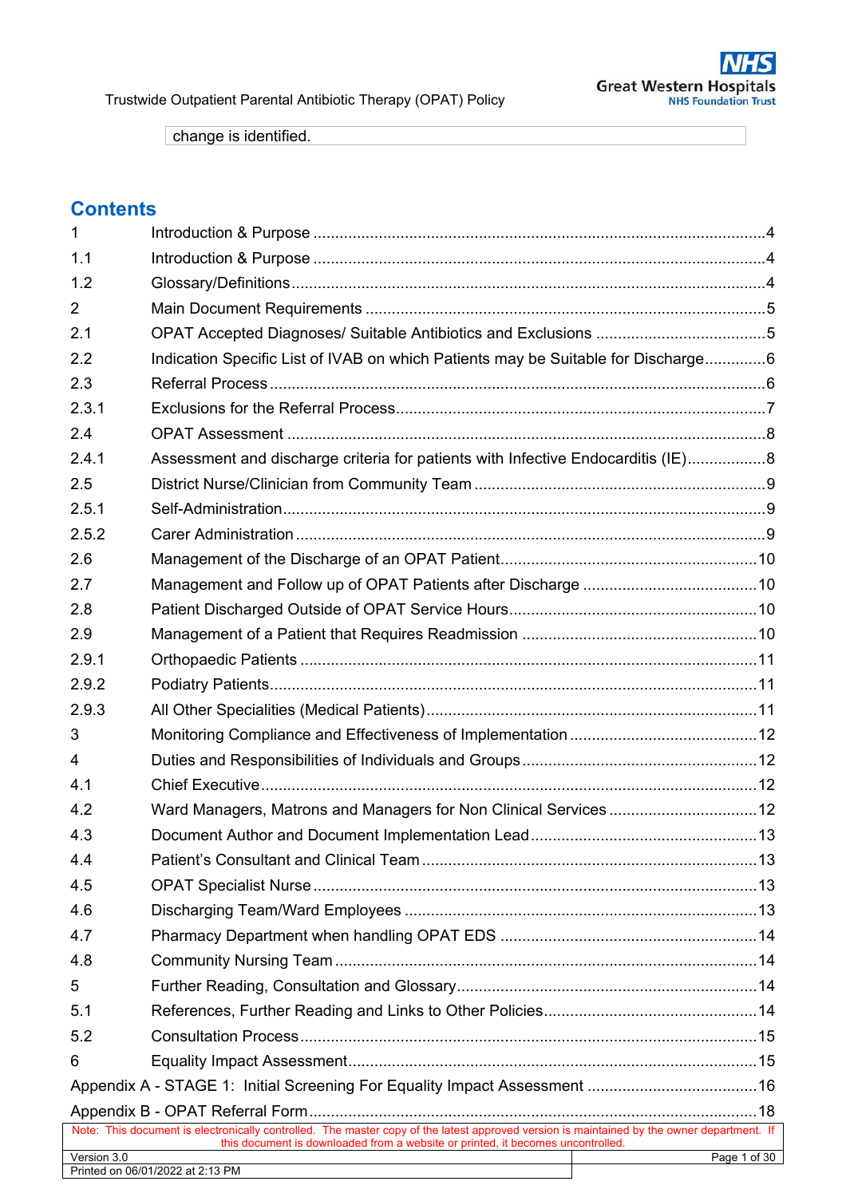| change is identified. |
|---|

## Contents

| | | |
|---|---|---|
| 1 | Introduction & Purpose | 4 |
| 1.1 | Introduction & Purpose | 4 |
| 1.2 | Glossary/Definitions | 4 |
| 2 | Main Document Requirements | 5 |
| 2.1 | OPAT Accepted Diagnoses/ Suitable Antibiotics and Exclusions | 5 |
| 2.2 | Indication Specific List of IVAB on which Patients may be Suitable for Discharge | 6 |
| 2.3 | Referral Process | 6 |
| 2.3.1 | Exclusions for the Referral Process | 7 |
| 2.4 | OPAT Assessment | 8 |
| 2.4.1 | Assessment and discharge criteria for patients with Infective Endocarditis (IE) | 8 |
| 2.5 | District Nurse/Clinician from Community Team | 9 |
| 2.5.1 | Self-Administration | 9 |
| 2.5.2 | Carer Administration | 9 |
| 2.6 | Management of the Discharge of an OPAT Patient | 10 |
| 2.7 | Management and Follow up of OPAT Patients after Discharge | 10 |
| 2.8 | Patient Discharged Outside of OPAT Service Hours | 10 |
| 2.9 | Management of a Patient that Requires Readmission | 10 |
| 2.9.1 | Orthopaedic Patients | 11 |
| 2.9.2 | Podiatry Patients | 11 |
| 2.9.3 | All Other Specialities (Medical Patients) | 11 |
| 3 | Monitoring Compliance and Effectiveness of Implementation | 12 |
| 4 | Duties and Responsibilities of Individuals and Groups | 12 |
| 4.1 | Chief Executive | 12 |
| 4.2 | Ward Managers, Matrons and Managers for Non Clinical Services | 12 |
| 4.3 | Document Author and Document Implementation Lead | 13 |
| 4.4 | Patient's Consultant and Clinical Team | 13 |
| 4.5 | OPAT Specialist Nurse | 13 |
| 4.6 | Discharging Team/Ward Employees | 13 |
| 4.7 | Pharmacy Department when handling OPAT EDS | 14 |
| 4.8 | Community Nursing Team | 14 |
| 5 | Further Reading, Consultation and Glossary | 14 |
| 5.1 | References, Further Reading and Links to Other Policies | 14 |
| 5.2 | Consultation Process | 15 |
| 6 | Equality Impact Assessment | 15 |
| Appendix A - STAGE 1: Initial Screening For Equality Impact Assessment | | 16 |
| Appendix B - OPAT Referral Form | | 18 |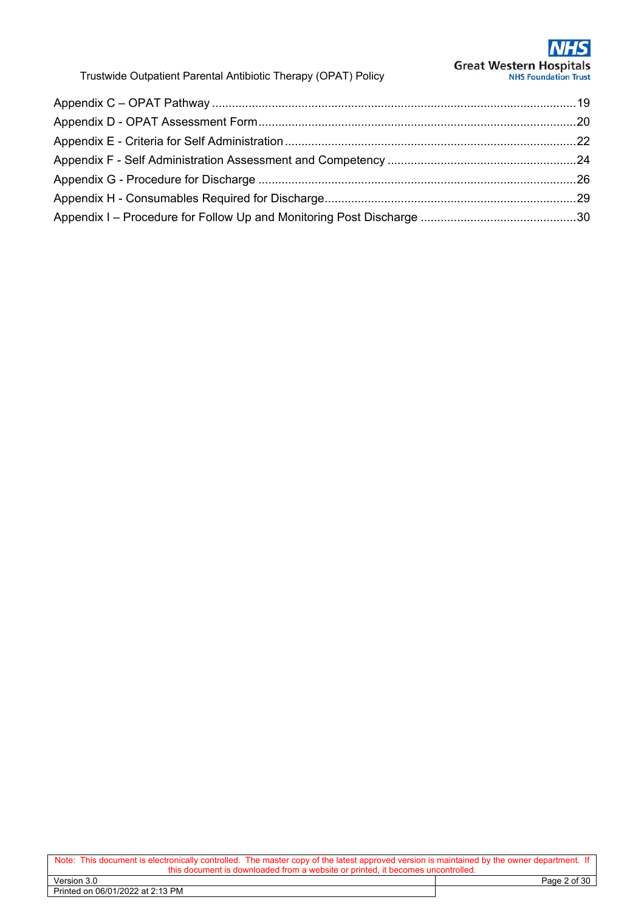Appendix C – OPAT Pathway .....19

Appendix D - OPAT Assessment Form .....20

Appendix E - Criteria for Self Administration .....22

Appendix F - Self Administration Assessment and Competency .....24

Appendix G - Procedure for Discharge .....26

Appendix H - Consumables Required for Discharge .....29

Appendix I – Procedure for Follow Up and Monitoring Post Discharge .....30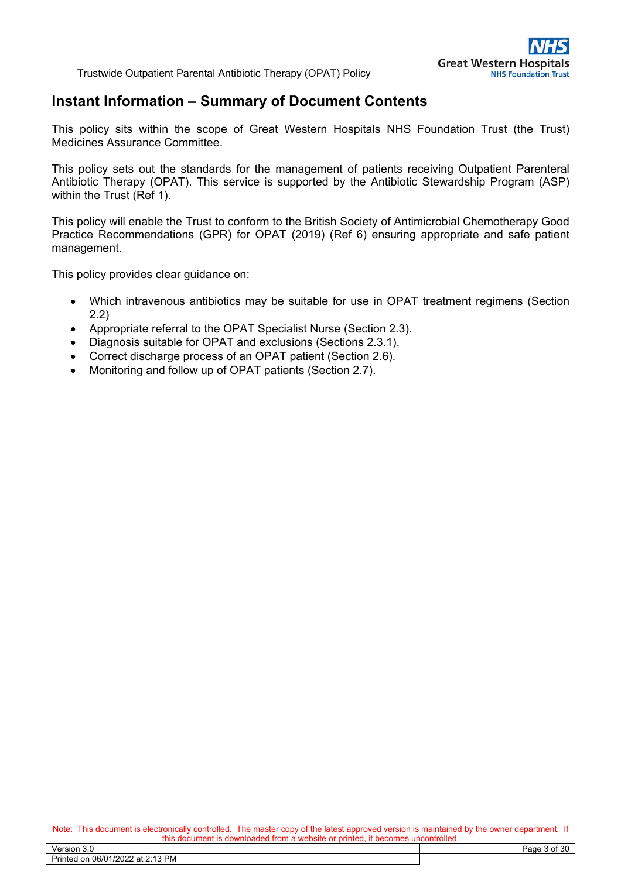## Instant Information – Summary of Document Contents

This policy sits within the scope of Great Western Hospitals NHS Foundation Trust (the Trust) Medicines Assurance Committee.

This policy sets out the standards for the management of patients receiving Outpatient Parenteral Antibiotic Therapy (OPAT). This service is supported by the Antibiotic Stewardship Program (ASP) within the Trust (Ref 1).

This policy will enable the Trust to conform to the British Society of Antimicrobial Chemotherapy Good Practice Recommendations (GPR) for OPAT (2019) (Ref 6) ensuring appropriate and safe patient management.

This policy provides clear guidance on:

- Which intravenous antibiotics may be suitable for use in OPAT treatment regimens (Section 2.2)
- Appropriate referral to the OPAT Specialist Nurse (Section 2.3).
- Diagnosis suitable for OPAT and exclusions (Sections 2.3.1).
- Correct discharge process of an OPAT patient (Section 2.6).
- Monitoring and follow up of OPAT patients (Section 2.7).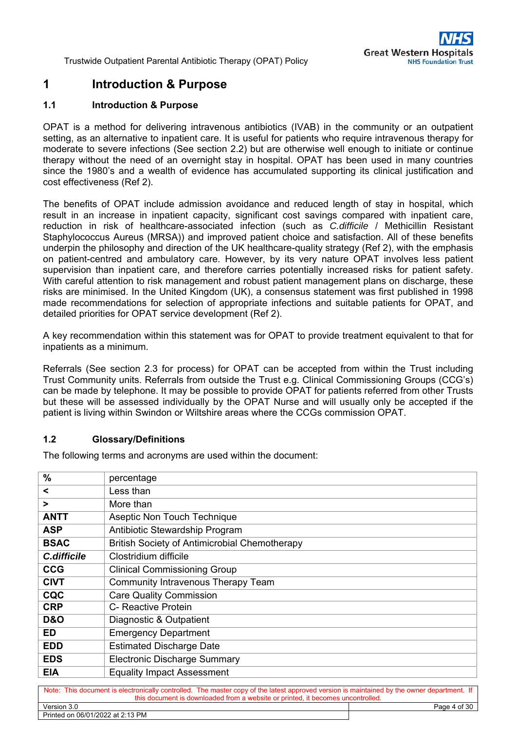# 1 Introduction & Purpose

## 1.1 Introduction & Purpose

OPAT is a method for delivering intravenous antibiotics (IVAB) in the community or an outpatient setting, as an alternative to inpatient care. It is useful for patients who require intravenous therapy for moderate to severe infections (See section 2.2) but are otherwise well enough to initiate or continue therapy without the need of an overnight stay in hospital. OPAT has been used in many countries since the 1980's and a wealth of evidence has accumulated supporting its clinical justification and cost effectiveness (Ref 2).

The benefits of OPAT include admission avoidance and reduced length of stay in hospital, which result in an increase in inpatient capacity, significant cost savings compared with inpatient care, reduction in risk of healthcare-associated infection (such as *C.difficile* / Methicillin Resistant Staphylococcus Aureus (MRSA)) and improved patient choice and satisfaction. All of these benefits underpin the philosophy and direction of the UK healthcare-quality strategy (Ref 2), with the emphasis on patient-centred and ambulatory care. However, by its very nature OPAT involves less patient supervision than inpatient care, and therefore carries potentially increased risks for patient safety. With careful attention to risk management and robust patient management plans on discharge, these risks are minimised. In the United Kingdom (UK), a consensus statement was first published in 1998 made recommendations for selection of appropriate infections and suitable patients for OPAT, and detailed priorities for OPAT service development (Ref 2).

A key recommendation within this statement was for OPAT to provide treatment equivalent to that for inpatients as a minimum.

Referrals (See section 2.3 for process) for OPAT can be accepted from within the Trust including Trust Community units. Referrals from outside the Trust e.g. Clinical Commissioning Groups (CCG's) can be made by telephone. It may be possible to provide OPAT for patients referred from other Trusts but these will be assessed individually by the OPAT Nurse and will usually only be accepted if the patient is living within Swindon or Wiltshire areas where the CCGs commission OPAT.

## 1.2 Glossary/Definitions

The following terms and acronyms are used within the document:

| | |
|---|---|
| **%** | percentage |
| **<** | Less than |
| **>** | More than |
| **ANTT** | Aseptic Non Touch Technique |
| **ASP** | Antibiotic Stewardship Program |
| **BSAC** | British Society of Antimicrobial Chemotherapy |
| ***C.difficile*** | Clostridium difficile |
| **CCG** | Clinical Commissioning Group |
| **CIVT** | Community Intravenous Therapy Team |
| **CQC** | Care Quality Commission |
| **CRP** | C- Reactive Protein |
| **D&O** | Diagnostic & Outpatient |
| **ED** | Emergency Department |
| **EDD** | Estimated Discharge Date |
| **EDS** | Electronic Discharge Summary |
| **EIA** | Equality Impact Assessment |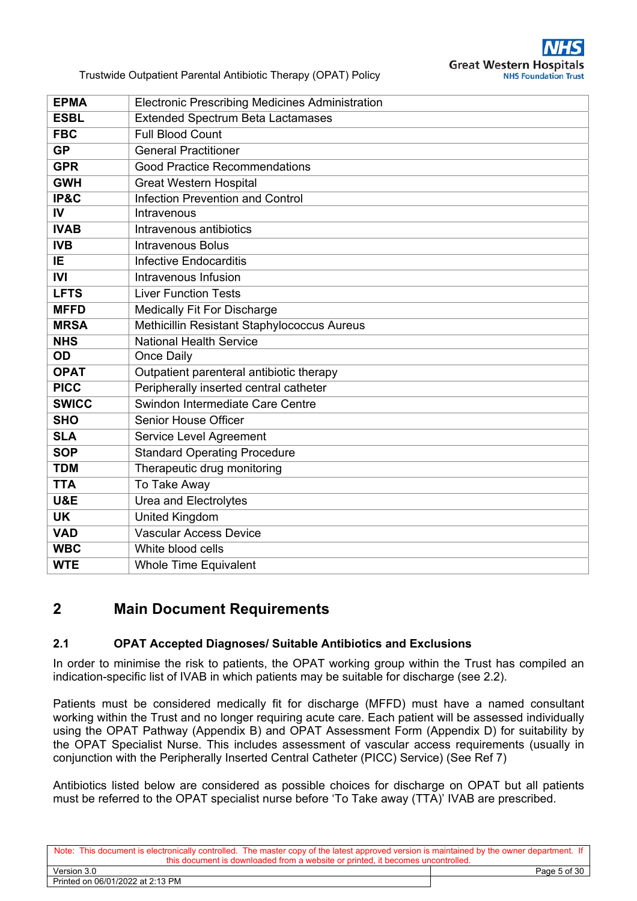| | |
|---|---|
| **EPMA** | Electronic Prescribing Medicines Administration |
| **ESBL** | Extended Spectrum Beta Lactamases |
| **FBC** | Full Blood Count |
| **GP** | General Practitioner |
| **GPR** | Good Practice Recommendations |
| **GWH** | Great Western Hospital |
| **IP&C** | Infection Prevention and Control |
| **IV** | Intravenous |
| **IVAB** | Intravenous antibiotics |
| **IVB** | Intravenous Bolus |
| **IE** | Infective Endocarditis |
| **IVI** | Intravenous Infusion |
| **LFTS** | Liver Function Tests |
| **MFFD** | Medically Fit For Discharge |
| **MRSA** | Methicillin Resistant Staphylococcus Aureus |
| **NHS** | National Health Service |
| **OD** | Once Daily |
| **OPAT** | Outpatient parenteral antibiotic therapy |
| **PICC** | Peripherally inserted central catheter |
| **SWICC** | Swindon Intermediate Care Centre |
| **SHO** | Senior House Officer |
| **SLA** | Service Level Agreement |
| **SOP** | Standard Operating Procedure |
| **TDM** | Therapeutic drug monitoring |
| **TTA** | To Take Away |
| **U&E** | Urea and Electrolytes |
| **UK** | United Kingdom |
| **VAD** | Vascular Access Device |
| **WBC** | White blood cells |
| **WTE** | Whole Time Equivalent |

# 2 Main Document Requirements

## 2.1 OPAT Accepted Diagnoses/ Suitable Antibiotics and Exclusions

In order to minimise the risk to patients, the OPAT working group within the Trust has compiled an indication-specific list of IVAB in which patients may be suitable for discharge (see 2.2).

Patients must be considered medically fit for discharge (MFFD) must have a named consultant working within the Trust and no longer requiring acute care. Each patient will be assessed individually using the OPAT Pathway (Appendix B) and OPAT Assessment Form (Appendix D) for suitability by the OPAT Specialist Nurse. This includes assessment of vascular access requirements (usually in conjunction with the Peripherally Inserted Central Catheter (PICC) Service) (See Ref 7)

Antibiotics listed below are considered as possible choices for discharge on OPAT but all patients must be referred to the OPAT specialist nurse before 'To Take away (TTA)' IVAB are prescribed.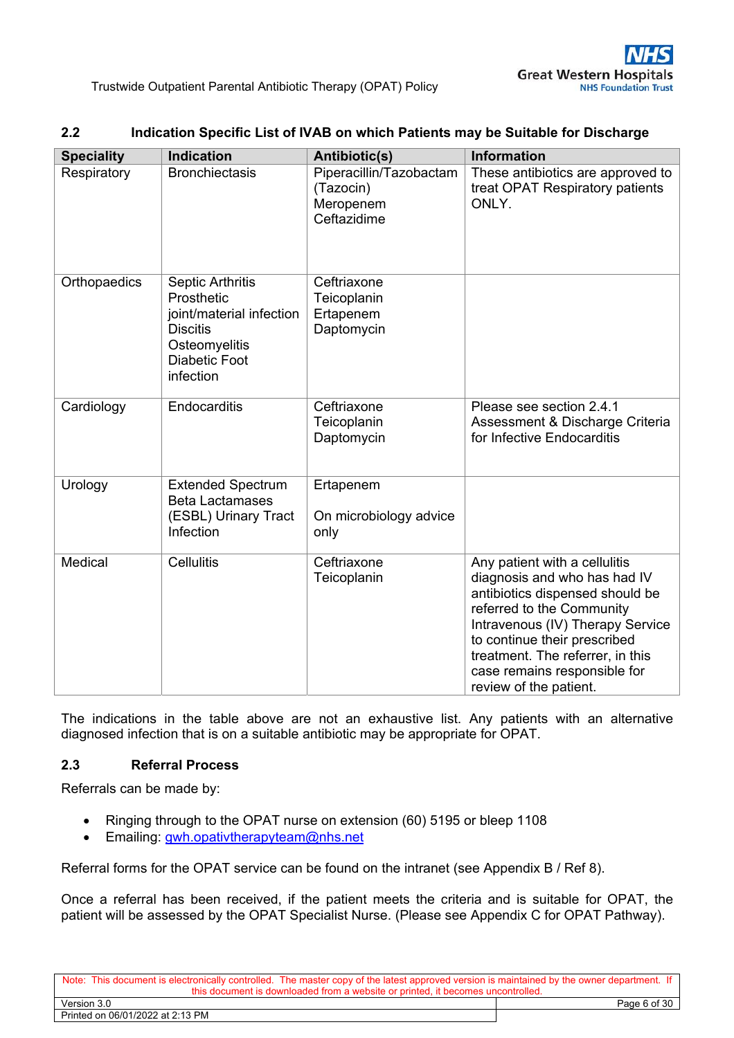## 2.2 Indication Specific List of IVAB on which Patients may be Suitable for Discharge

| Speciality | Indication | Antibiotic(s) | Information |
|---|---|---|---|
| Respiratory | Bronchiectasis | Piperacillin/Tazobactam (Tazocin)<br>Meropenem<br>Ceftazidime | These antibiotics are approved to treat OPAT Respiratory patients ONLY. |
| Orthopaedics | Septic Arthritis<br>Prosthetic joint/material infection<br>Discitis<br>Osteomyelitis<br>Diabetic Foot infection | Ceftriaxone<br>Teicoplanin<br>Ertapenem<br>Daptomycin | |
| Cardiology | Endocarditis | Ceftriaxone<br>Teicoplanin<br>Daptomycin | Please see section 2.4.1 Assessment & Discharge Criteria for Infective Endocarditis |
| Urology | Extended Spectrum Beta Lactamases (ESBL) Urinary Tract Infection | Ertapenem<br><br>On microbiology advice only | |
| Medical | Cellulitis | Ceftriaxone<br>Teicoplanin | Any patient with a cellulitis diagnosis and who has had IV antibiotics dispensed should be referred to the Community Intravenous (IV) Therapy Service to continue their prescribed treatment. The referrer, in this case remains responsible for review of the patient. |

The indications in the table above are not an exhaustive list. Any patients with an alternative diagnosed infection that is on a suitable antibiotic may be appropriate for OPAT.

## 2.3 Referral Process

Referrals can be made by:

- Ringing through to the OPAT nurse on extension (60) 5195 or bleep 1108
- Emailing: gwh.opativtherapyteam@nhs.net

Referral forms for the OPAT service can be found on the intranet (see Appendix B / Ref 8).

Once a referral has been received, if the patient meets the criteria and is suitable for OPAT, the patient will be assessed by the OPAT Specialist Nurse. (Please see Appendix C for OPAT Pathway).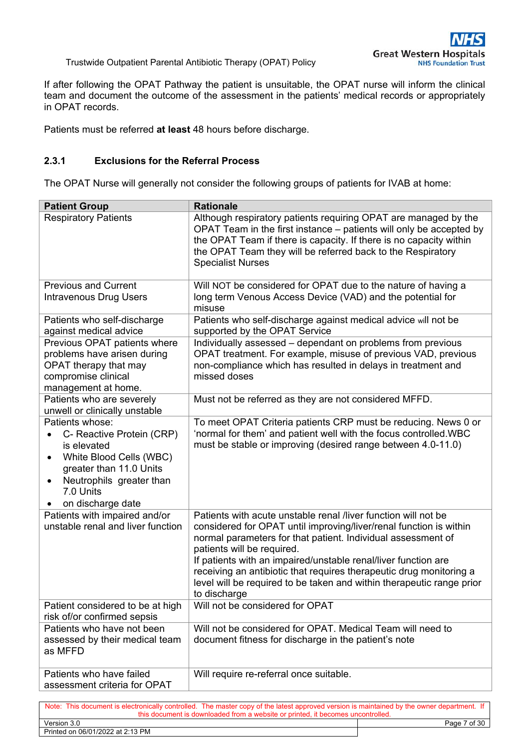If after following the OPAT Pathway the patient is unsuitable, the OPAT nurse will inform the clinical team and document the outcome of the assessment in the patients' medical records or appropriately in OPAT records.

Patients must be referred **at least** 48 hours before discharge.

### 2.3.1 Exclusions for the Referral Process

The OPAT Nurse will generally not consider the following groups of patients for IVAB at home:

| Patient Group | Rationale |
|---|---|
| Respiratory Patients | Although respiratory patients requiring OPAT are managed by the OPAT Team in the first instance – patients will only be accepted by the OPAT Team if there is capacity. If there is no capacity within the OPAT Team they will be referred back to the Respiratory Specialist Nurses |
| Previous and Current Intravenous Drug Users | Will NOT be considered for OPAT due to the nature of having a long term Venous Access Device (VAD) and the potential for misuse |
| Patients who self-discharge against medical advice | Patients who self-discharge against medical advice will not be supported by the OPAT Service |
| Previous OPAT patients where problems have arisen during OPAT therapy that may compromise clinical management at home. | Individually assessed – dependant on problems from previous OPAT treatment. For example, misuse of previous VAD, previous non-compliance which has resulted in delays in treatment and missed doses |
| Patients who are severely unwell or clinically unstable | Must not be referred as they are not considered MFFD. |
| Patients whose:<br>• C- Reactive Protein (CRP) is elevated<br>• White Blood Cells (WBC) greater than 11.0 Units<br>• Neutrophils greater than 7.0 Units<br>• on discharge date | To meet OPAT Criteria patients CRP must be reducing. News 0 or 'normal for them' and patient well with the focus controlled.WBC must be stable or improving (desired range between 4.0-11.0) |
| Patients with impaired and/or unstable renal and liver function | Patients with acute unstable renal /liver function will not be considered for OPAT until improving/liver/renal function is within normal parameters for that patient. Individual assessment of patients will be required.<br>If patients with an impaired/unstable renal/liver function are receiving an antibiotic that requires therapeutic drug monitoring a level will be required to be taken and within therapeutic range prior to discharge |
| Patient considered to be at high risk of/or confirmed sepsis | Will not be considered for OPAT |
| Patients who have not been assessed by their medical team as MFFD | Will not be considered for OPAT. Medical Team will need to document fitness for discharge in the patient's note |
| Patients who have failed assessment criteria for OPAT | Will require re-referral once suitable. |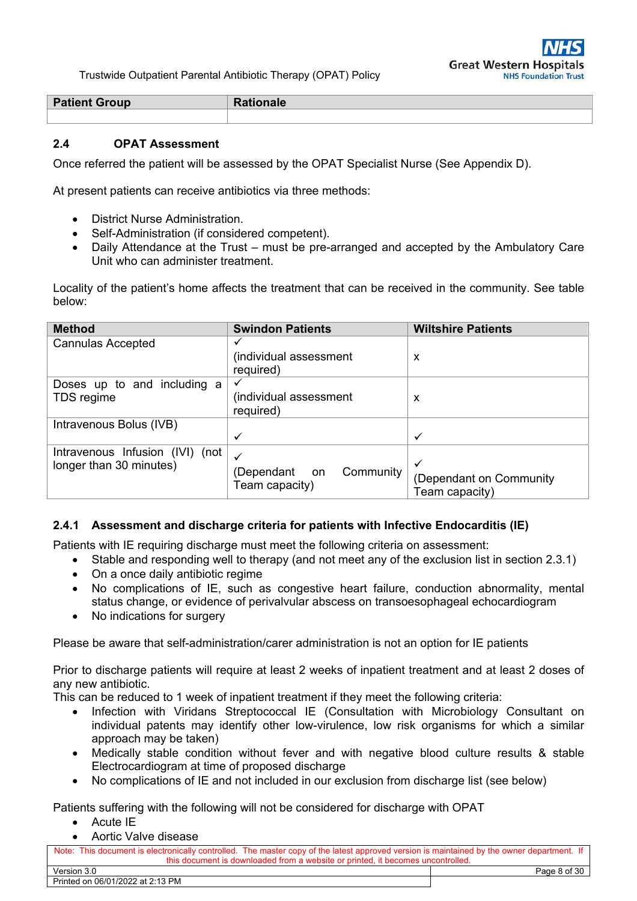| Patient Group | Rationale |
|---|---|
| | |

### 2.4 OPAT Assessment

Once referred the patient will be assessed by the OPAT Specialist Nurse (See Appendix D).

At present patients can receive antibiotics via three methods:

- District Nurse Administration.
- Self-Administration (if considered competent).
- Daily Attendance at the Trust – must be pre-arranged and accepted by the Ambulatory Care Unit who can administer treatment.

Locality of the patient's home affects the treatment that can be received in the community. See table below:

| Method | Swindon Patients | Wiltshire Patients |
|---|---|---|
| Cannulas Accepted | ✓ (individual assessment required) | x |
| Doses up to and including a TDS regime | ✓ (individual assessment required) | x |
| Intravenous Bolus (IVB) | ✓ | ✓ |
| Intravenous Infusion (IVI) (not longer than 30 minutes) | ✓ (Dependant on Community Team capacity) | ✓ (Dependant on Community Team capacity) |

#### 2.4.1 Assessment and discharge criteria for patients with Infective Endocarditis (IE)

Patients with IE requiring discharge must meet the following criteria on assessment:

- Stable and responding well to therapy (and not meet any of the exclusion list in section 2.3.1)
- On a once daily antibiotic regime
- No complications of IE, such as congestive heart failure, conduction abnormality, mental status change, or evidence of perivalvular abscess on transoesophageal echocardiogram
- No indications for surgery

Please be aware that self-administration/carer administration is not an option for IE patients

Prior to discharge patients will require at least 2 weeks of inpatient treatment and at least 2 doses of any new antibiotic.

This can be reduced to 1 week of inpatient treatment if they meet the following criteria:

- Infection with Viridans Streptococcal IE (Consultation with Microbiology Consultant on individual patents may identify other low-virulence, low risk organisms for which a similar approach may be taken)
- Medically stable condition without fever and with negative blood culture results & stable Electrocardiogram at time of proposed discharge
- No complications of IE and not included in our exclusion from discharge list (see below)

Patients suffering with the following will not be considered for discharge with OPAT

- Acute IE
- Aortic Valve disease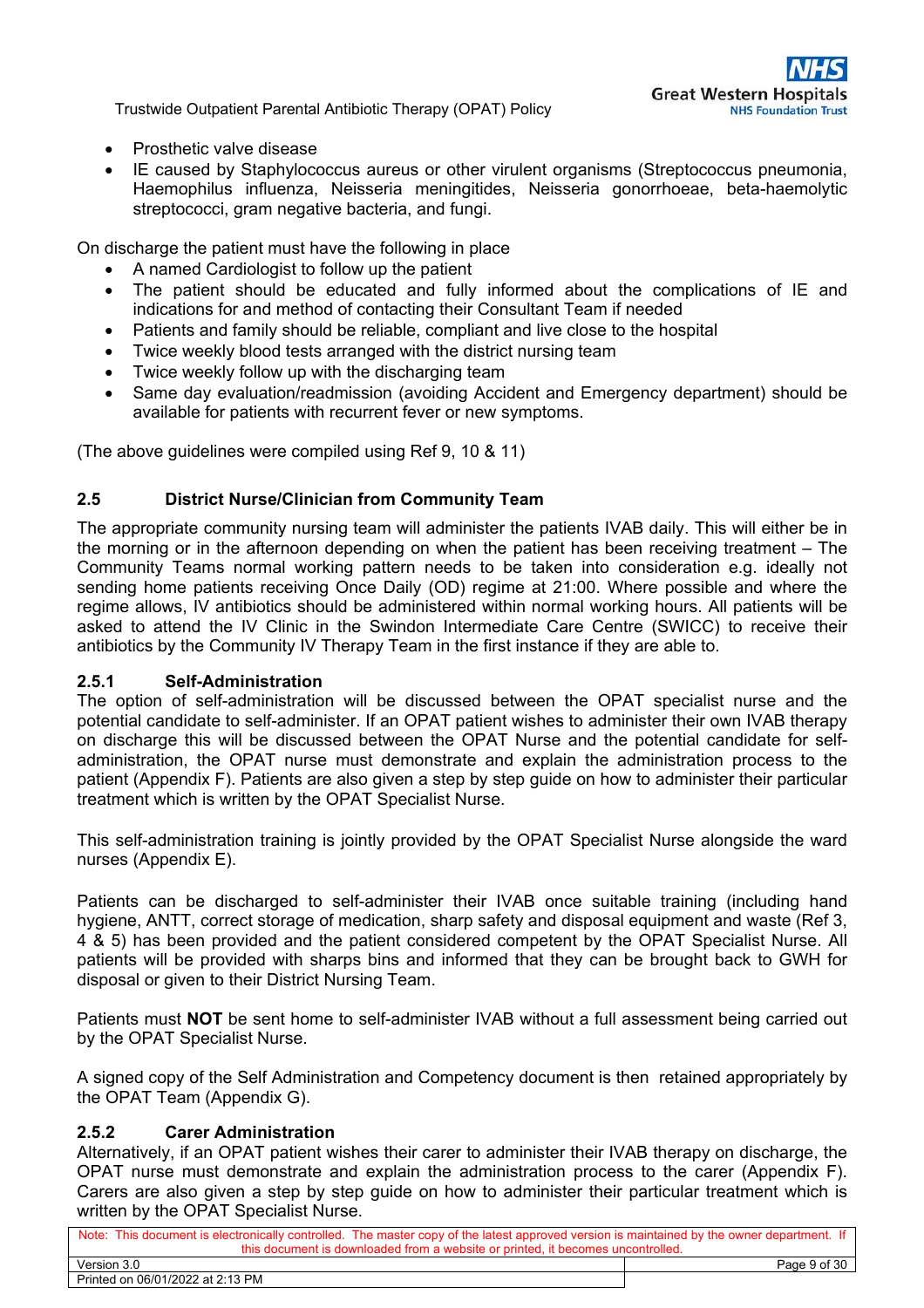- Prosthetic valve disease
- IE caused by Staphylococcus aureus or other virulent organisms (Streptococcus pneumonia, Haemophilus influenza, Neisseria meningitides, Neisseria gonorrhoeae, beta-haemolytic streptococci, gram negative bacteria, and fungi.

On discharge the patient must have the following in place

- A named Cardiologist to follow up the patient
- The patient should be educated and fully informed about the complications of IE and indications for and method of contacting their Consultant Team if needed
- Patients and family should be reliable, compliant and live close to the hospital
- Twice weekly blood tests arranged with the district nursing team
- Twice weekly follow up with the discharging team
- Same day evaluation/readmission (avoiding Accident and Emergency department) should be available for patients with recurrent fever or new symptoms.

(The above guidelines were compiled using Ref 9, 10 & 11)

### 2.5 District Nurse/Clinician from Community Team

The appropriate community nursing team will administer the patients IVAB daily. This will either be in the morning or in the afternoon depending on when the patient has been receiving treatment – The Community Teams normal working pattern needs to be taken into consideration e.g. ideally not sending home patients receiving Once Daily (OD) regime at 21:00. Where possible and where the regime allows, IV antibiotics should be administered within normal working hours. All patients will be asked to attend the IV Clinic in the Swindon Intermediate Care Centre (SWICC) to receive their antibiotics by the Community IV Therapy Team in the first instance if they are able to.

#### 2.5.1 Self-Administration

The option of self-administration will be discussed between the OPAT specialist nurse and the potential candidate to self-administer. If an OPAT patient wishes to administer their own IVAB therapy on discharge this will be discussed between the OPAT Nurse and the potential candidate for self-administration, the OPAT nurse must demonstrate and explain the administration process to the patient (Appendix F). Patients are also given a step by step guide on how to administer their particular treatment which is written by the OPAT Specialist Nurse.

This self-administration training is jointly provided by the OPAT Specialist Nurse alongside the ward nurses (Appendix E).

Patients can be discharged to self-administer their IVAB once suitable training (including hand hygiene, ANTT, correct storage of medication, sharp safety and disposal equipment and waste (Ref 3, 4 & 5) has been provided and the patient considered competent by the OPAT Specialist Nurse. All patients will be provided with sharps bins and informed that they can be brought back to GWH for disposal or given to their District Nursing Team.

Patients must **NOT** be sent home to self-administer IVAB without a full assessment being carried out by the OPAT Specialist Nurse.

A signed copy of the Self Administration and Competency document is then retained appropriately by the OPAT Team (Appendix G).

#### 2.5.2 Carer Administration

Alternatively, if an OPAT patient wishes their carer to administer their IVAB therapy on discharge, the OPAT nurse must demonstrate and explain the administration process to the carer (Appendix F). Carers are also given a step by step guide on how to administer their particular treatment which is written by the OPAT Specialist Nurse.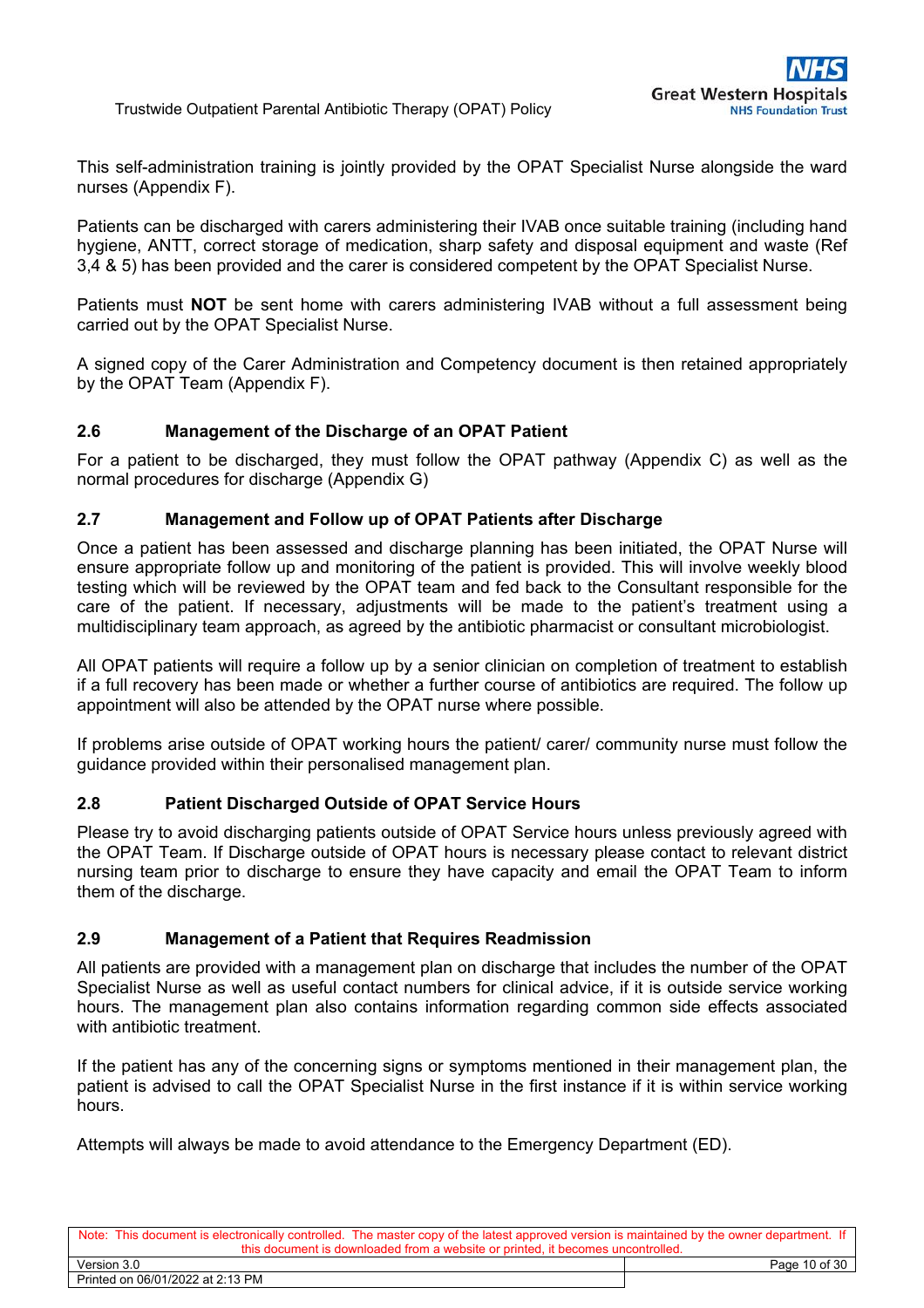This self-administration training is jointly provided by the OPAT Specialist Nurse alongside the ward nurses (Appendix F).

Patients can be discharged with carers administering their IVAB once suitable training (including hand hygiene, ANTT, correct storage of medication, sharp safety and disposal equipment and waste (Ref 3,4 & 5) has been provided and the carer is considered competent by the OPAT Specialist Nurse.

Patients must **NOT** be sent home with carers administering IVAB without a full assessment being carried out by the OPAT Specialist Nurse.

A signed copy of the Carer Administration and Competency document is then retained appropriately by the OPAT Team (Appendix F).

### 2.6 Management of the Discharge of an OPAT Patient

For a patient to be discharged, they must follow the OPAT pathway (Appendix C) as well as the normal procedures for discharge (Appendix G)

### 2.7 Management and Follow up of OPAT Patients after Discharge

Once a patient has been assessed and discharge planning has been initiated, the OPAT Nurse will ensure appropriate follow up and monitoring of the patient is provided. This will involve weekly blood testing which will be reviewed by the OPAT team and fed back to the Consultant responsible for the care of the patient. If necessary, adjustments will be made to the patient's treatment using a multidisciplinary team approach, as agreed by the antibiotic pharmacist or consultant microbiologist.

All OPAT patients will require a follow up by a senior clinician on completion of treatment to establish if a full recovery has been made or whether a further course of antibiotics are required. The follow up appointment will also be attended by the OPAT nurse where possible.

If problems arise outside of OPAT working hours the patient/ carer/ community nurse must follow the guidance provided within their personalised management plan.

### 2.8 Patient Discharged Outside of OPAT Service Hours

Please try to avoid discharging patients outside of OPAT Service hours unless previously agreed with the OPAT Team. If Discharge outside of OPAT hours is necessary please contact to relevant district nursing team prior to discharge to ensure they have capacity and email the OPAT Team to inform them of the discharge.

### 2.9 Management of a Patient that Requires Readmission

All patients are provided with a management plan on discharge that includes the number of the OPAT Specialist Nurse as well as useful contact numbers for clinical advice, if it is outside service working hours. The management plan also contains information regarding common side effects associated with antibiotic treatment.

If the patient has any of the concerning signs or symptoms mentioned in their management plan, the patient is advised to call the OPAT Specialist Nurse in the first instance if it is within service working hours.

Attempts will always be made to avoid attendance to the Emergency Department (ED).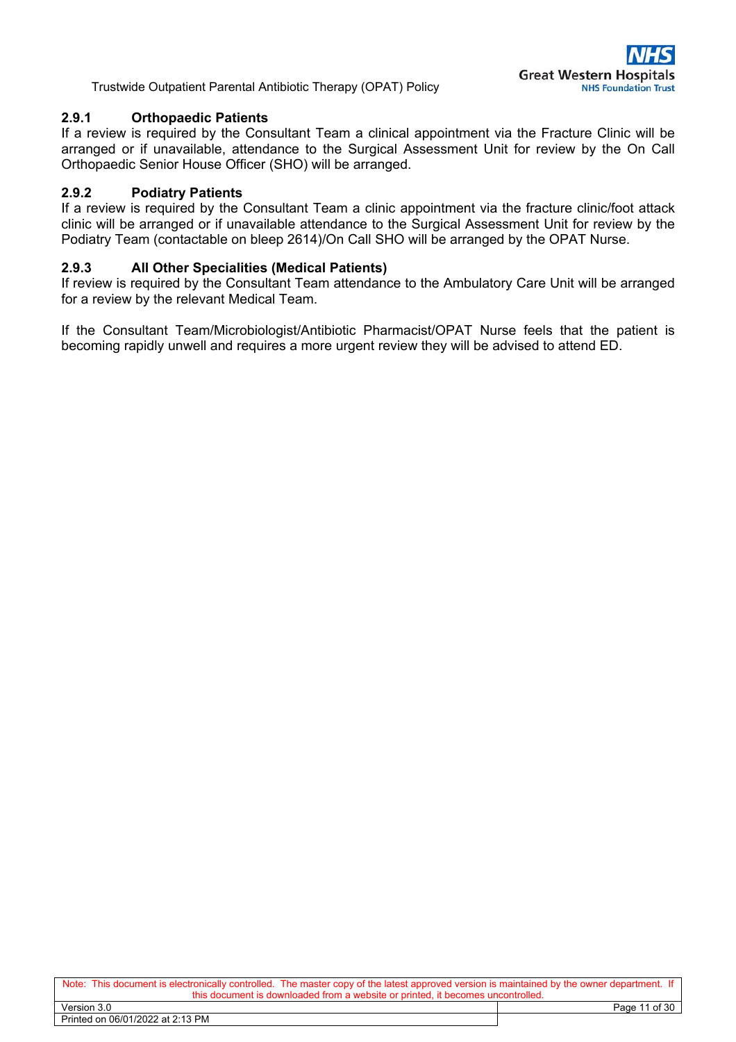#### 2.9.1 Orthopaedic Patients

If a review is required by the Consultant Team a clinical appointment via the Fracture Clinic will be arranged or if unavailable, attendance to the Surgical Assessment Unit for review by the On Call Orthopaedic Senior House Officer (SHO) will be arranged.

#### 2.9.2 Podiatry Patients

If a review is required by the Consultant Team a clinic appointment via the fracture clinic/foot attack clinic will be arranged or if unavailable attendance to the Surgical Assessment Unit for review by the Podiatry Team (contactable on bleep 2614)/On Call SHO will be arranged by the OPAT Nurse.

#### 2.9.3 All Other Specialities (Medical Patients)

If review is required by the Consultant Team attendance to the Ambulatory Care Unit will be arranged for a review by the relevant Medical Team.

If the Consultant Team/Microbiologist/Antibiotic Pharmacist/OPAT Nurse feels that the patient is becoming rapidly unwell and requires a more urgent review they will be advised to attend ED.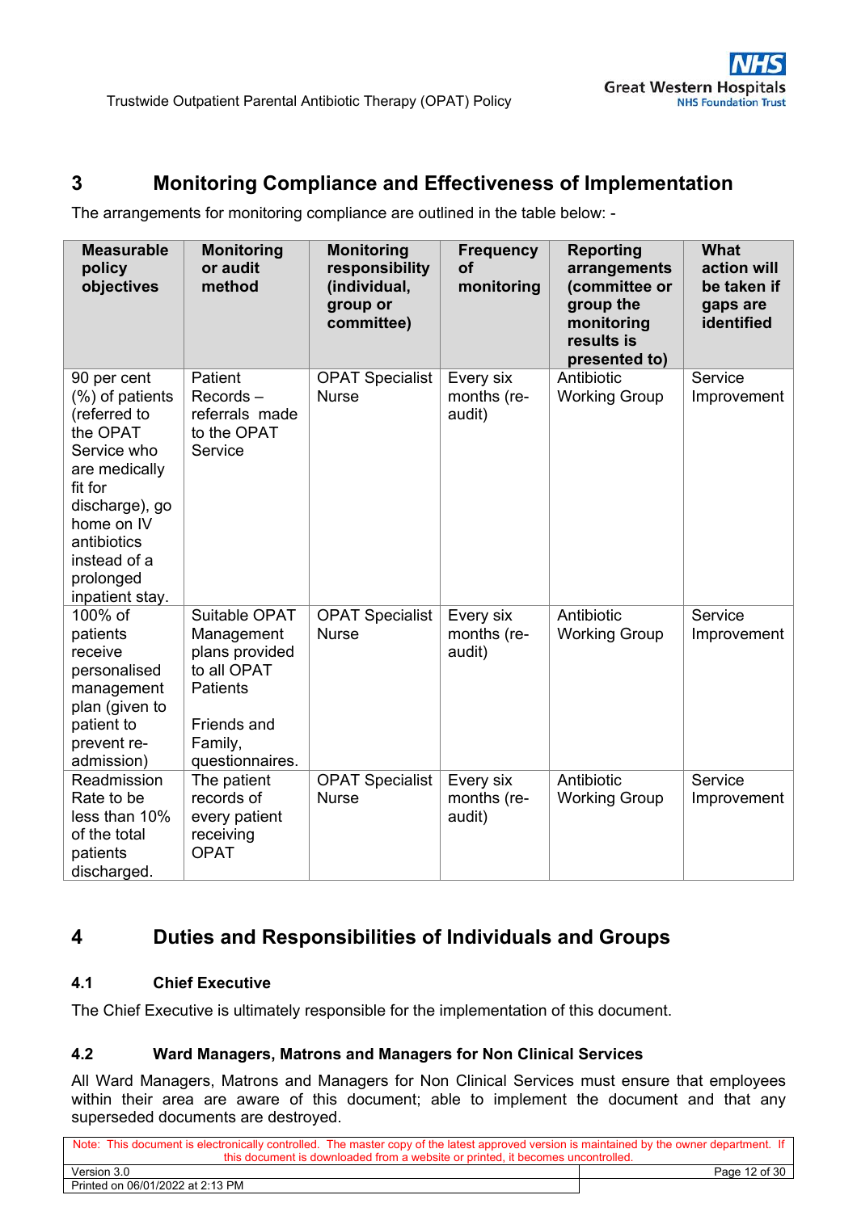## 3 Monitoring Compliance and Effectiveness of Implementation

The arrangements for monitoring compliance are outlined in the table below: -

| Measurable policy objectives | Monitoring or audit method | Monitoring responsibility (individual, group or committee) | Frequency of monitoring | Reporting arrangements (committee or group the monitoring results is presented to) | What action will be taken if gaps are identified |
|---|---|---|---|---|---|
| 90 per cent (%) of patients (referred to the OPAT Service who are medically fit for discharge), go home on IV antibiotics instead of a prolonged inpatient stay. | Patient Records – referrals made to the OPAT Service | OPAT Specialist Nurse | Every six months (re-audit) | Antibiotic Working Group | Service Improvement |
| 100% of patients receive personalised management plan (given to patient to prevent re-admission) | Suitable OPAT Management plans provided to all OPAT Patients<br><br>Friends and Family, questionnaires. | OPAT Specialist Nurse | Every six months (re-audit) | Antibiotic Working Group | Service Improvement |
| Readmission Rate to be less than 10% of the total patients discharged. | The patient records of every patient receiving OPAT | OPAT Specialist Nurse | Every six months (re-audit) | Antibiotic Working Group | Service Improvement |

## 4 Duties and Responsibilities of Individuals and Groups

### 4.1 Chief Executive

The Chief Executive is ultimately responsible for the implementation of this document.

### 4.2 Ward Managers, Matrons and Managers for Non Clinical Services

All Ward Managers, Matrons and Managers for Non Clinical Services must ensure that employees within their area are aware of this document; able to implement the document and that any superseded documents are destroyed.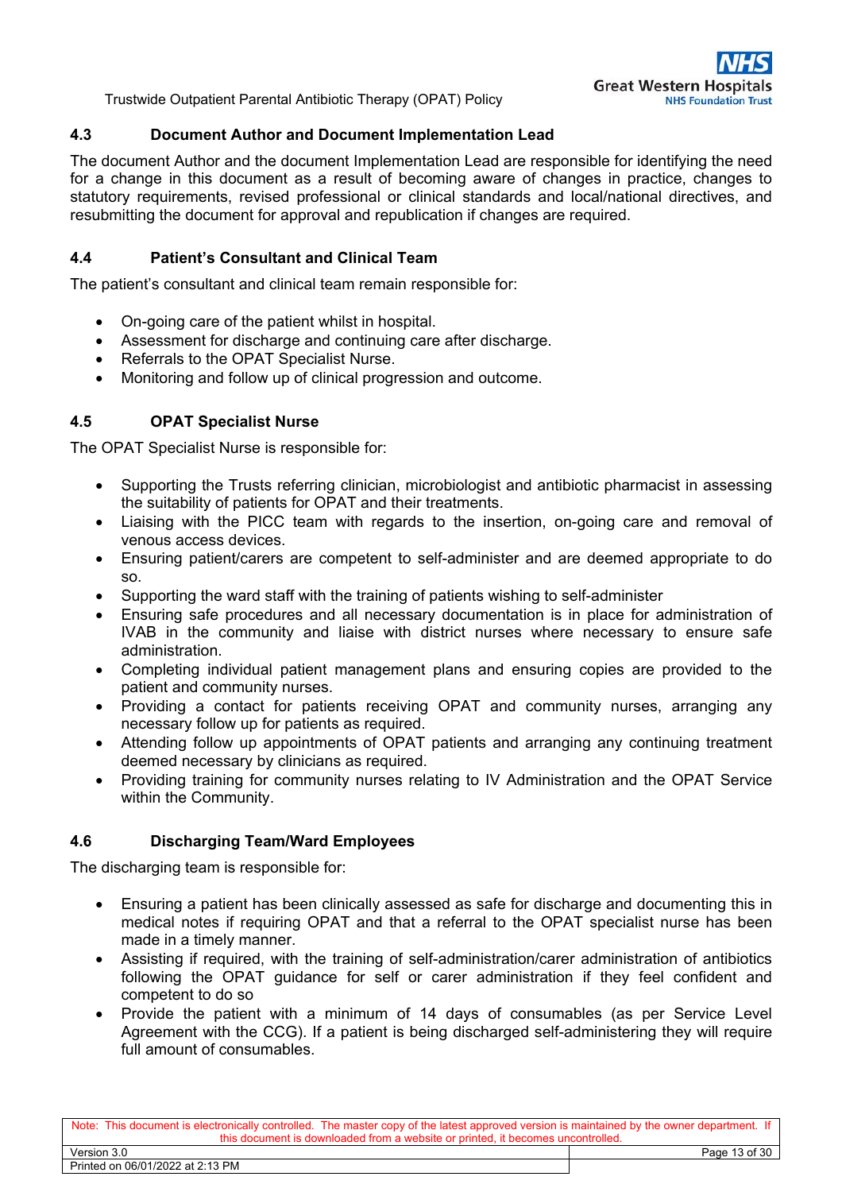### 4.3 Document Author and Document Implementation Lead

The document Author and the document Implementation Lead are responsible for identifying the need for a change in this document as a result of becoming aware of changes in practice, changes to statutory requirements, revised professional or clinical standards and local/national directives, and resubmitting the document for approval and republication if changes are required.

### 4.4 Patient's Consultant and Clinical Team

The patient's consultant and clinical team remain responsible for:

- On-going care of the patient whilst in hospital.
- Assessment for discharge and continuing care after discharge.
- Referrals to the OPAT Specialist Nurse.
- Monitoring and follow up of clinical progression and outcome.

### 4.5 OPAT Specialist Nurse

The OPAT Specialist Nurse is responsible for:

- Supporting the Trusts referring clinician, microbiologist and antibiotic pharmacist in assessing the suitability of patients for OPAT and their treatments.
- Liaising with the PICC team with regards to the insertion, on-going care and removal of venous access devices.
- Ensuring patient/carers are competent to self-administer and are deemed appropriate to do so.
- Supporting the ward staff with the training of patients wishing to self-administer
- Ensuring safe procedures and all necessary documentation is in place for administration of IVAB in the community and liaise with district nurses where necessary to ensure safe administration.
- Completing individual patient management plans and ensuring copies are provided to the patient and community nurses.
- Providing a contact for patients receiving OPAT and community nurses, arranging any necessary follow up for patients as required.
- Attending follow up appointments of OPAT patients and arranging any continuing treatment deemed necessary by clinicians as required.
- Providing training for community nurses relating to IV Administration and the OPAT Service within the Community.

### 4.6 Discharging Team/Ward Employees

The discharging team is responsible for:

- Ensuring a patient has been clinically assessed as safe for discharge and documenting this in medical notes if requiring OPAT and that a referral to the OPAT specialist nurse has been made in a timely manner.
- Assisting if required, with the training of self-administration/carer administration of antibiotics following the OPAT guidance for self or carer administration if they feel confident and competent to do so
- Provide the patient with a minimum of 14 days of consumables (as per Service Level Agreement with the CCG). If a patient is being discharged self-administering they will require full amount of consumables.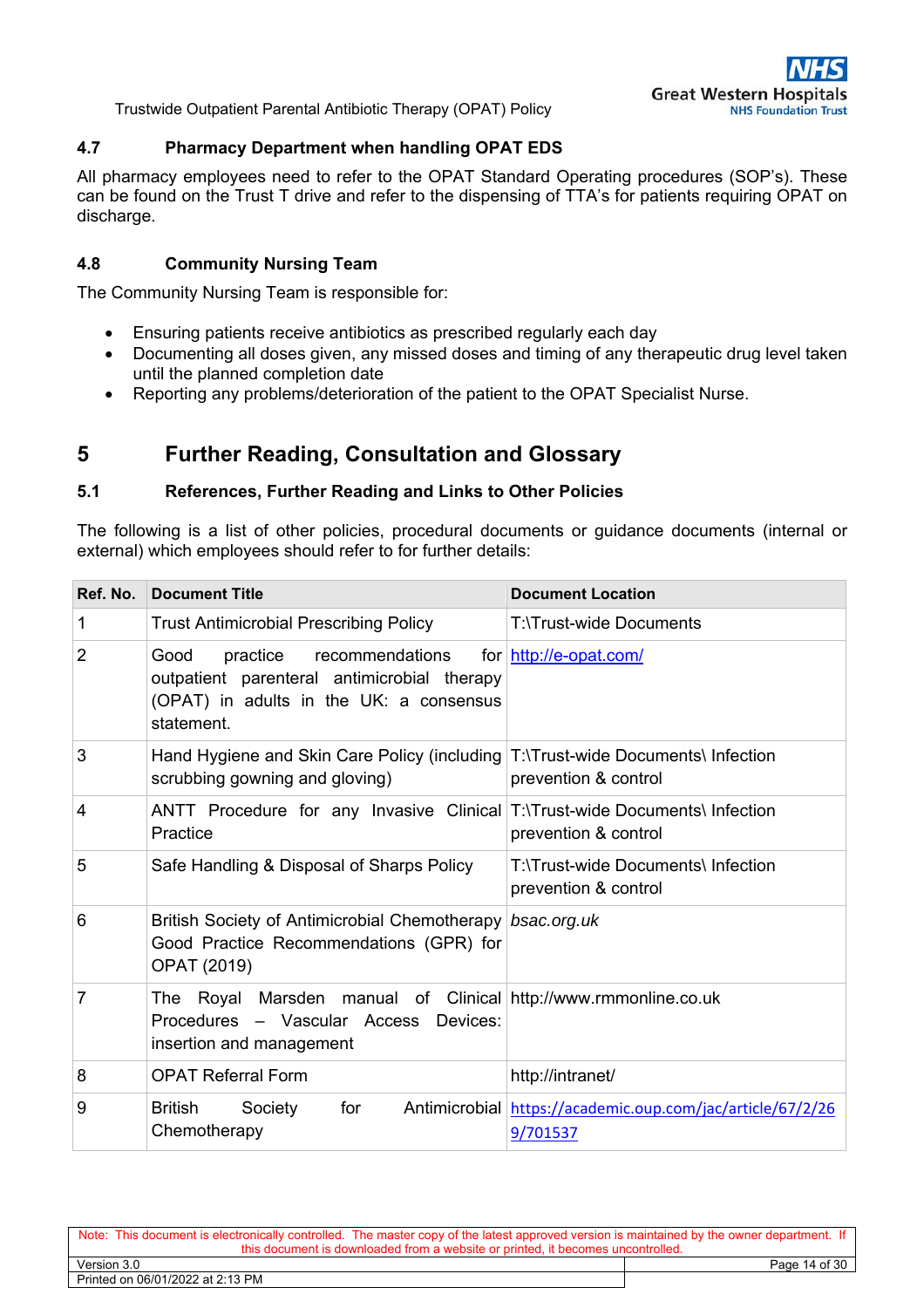### 4.7 Pharmacy Department when handling OPAT EDS

All pharmacy employees need to refer to the OPAT Standard Operating procedures (SOP's). These can be found on the Trust T drive and refer to the dispensing of TTA's for patients requiring OPAT on discharge.

### 4.8 Community Nursing Team

The Community Nursing Team is responsible for:

- Ensuring patients receive antibiotics as prescribed regularly each day
- Documenting all doses given, any missed doses and timing of any therapeutic drug level taken until the planned completion date
- Reporting any problems/deterioration of the patient to the OPAT Specialist Nurse.

## 5 Further Reading, Consultation and Glossary

### 5.1 References, Further Reading and Links to Other Policies

The following is a list of other policies, procedural documents or guidance documents (internal or external) which employees should refer to for further details:

| Ref. No. | Document Title | Document Location |
|---|---|---|
| 1 | Trust Antimicrobial Prescribing Policy | T:\Trust-wide Documents |
| 2 | Good practice recommendations for outpatient parenteral antimicrobial therapy (OPAT) in adults in the UK: a consensus statement. | http://e-opat.com/ |
| 3 | Hand Hygiene and Skin Care Policy (including scrubbing gowning and gloving) | T:\Trust-wide Documents\ Infection prevention & control |
| 4 | ANTT Procedure for any Invasive Clinical Practice | T:\Trust-wide Documents\ Infection prevention & control |
| 5 | Safe Handling & Disposal of Sharps Policy | T:\Trust-wide Documents\ Infection prevention & control |
| 6 | British Society of Antimicrobial Chemotherapy Good Practice Recommendations (GPR) for OPAT (2019) | *bsac.org.uk* |
| 7 | The Royal Marsden manual of Clinical Procedures – Vascular Access Devices: insertion and management | http://www.rmmonline.co.uk |
| 8 | OPAT Referral Form | http://intranet/ |
| 9 | British Society for Antimicrobial Chemotherapy | https://academic.oup.com/jac/article/67/2/269/701537 |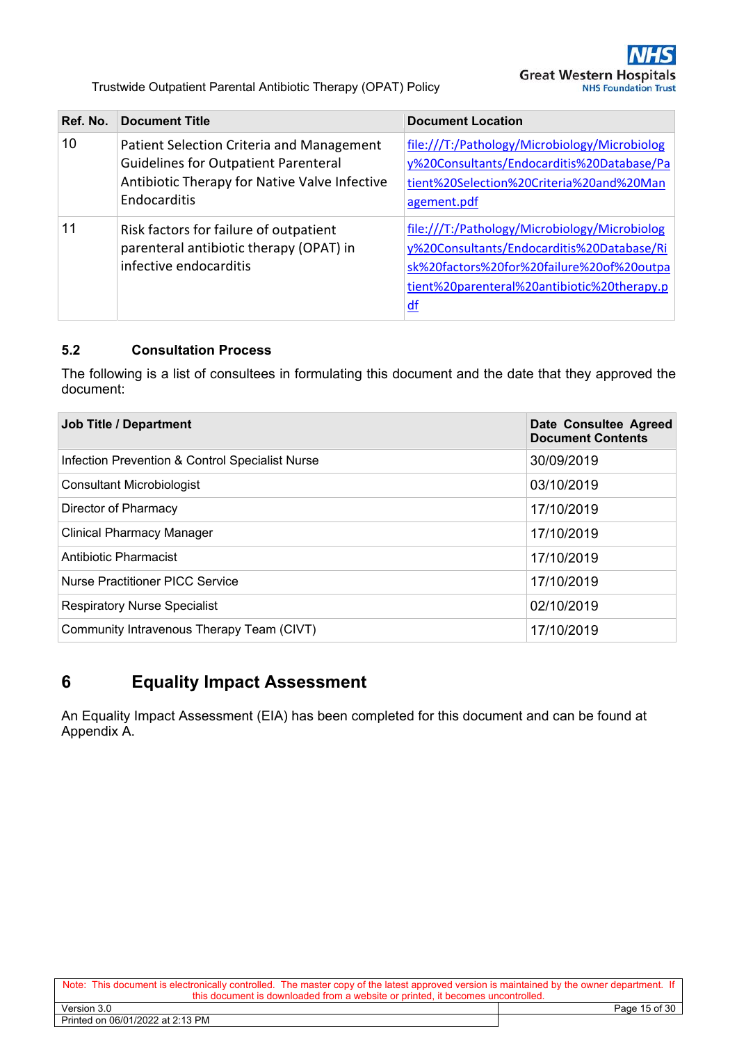| Ref. No. | Document Title | Document Location |
|---|---|---|
| 10 | Patient Selection Criteria and Management Guidelines for Outpatient Parenteral Antibiotic Therapy for Native Valve Infective Endocarditis | file:///T:/Pathology/Microbiology/Microbiology%20Consultants/Endocarditis%20Database/Patient%20Selection%20Criteria%20and%20Management.pdf |
| 11 | Risk factors for failure of outpatient parenteral antibiotic therapy (OPAT) in infective endocarditis | file:///T:/Pathology/Microbiology/Microbiology%20Consultants/Endocarditis%20Database/Risk%20factors%20for%20failure%20of%20outpatient%20parenteral%20antibiotic%20therapy.pdf |

### 5.2 Consultation Process

The following is a list of consultees in formulating this document and the date that they approved the document:

| Job Title / Department | Date Consultee Agreed Document Contents |
|---|---|
| Infection Prevention & Control Specialist Nurse | 30/09/2019 |
| Consultant Microbiologist | 03/10/2019 |
| Director of Pharmacy | 17/10/2019 |
| Clinical Pharmacy Manager | 17/10/2019 |
| Antibiotic Pharmacist | 17/10/2019 |
| Nurse Practitioner PICC Service | 17/10/2019 |
| Respiratory Nurse Specialist | 02/10/2019 |
| Community Intravenous Therapy Team (CIVT) | 17/10/2019 |

## 6 Equality Impact Assessment

An Equality Impact Assessment (EIA) has been completed for this document and can be found at Appendix A.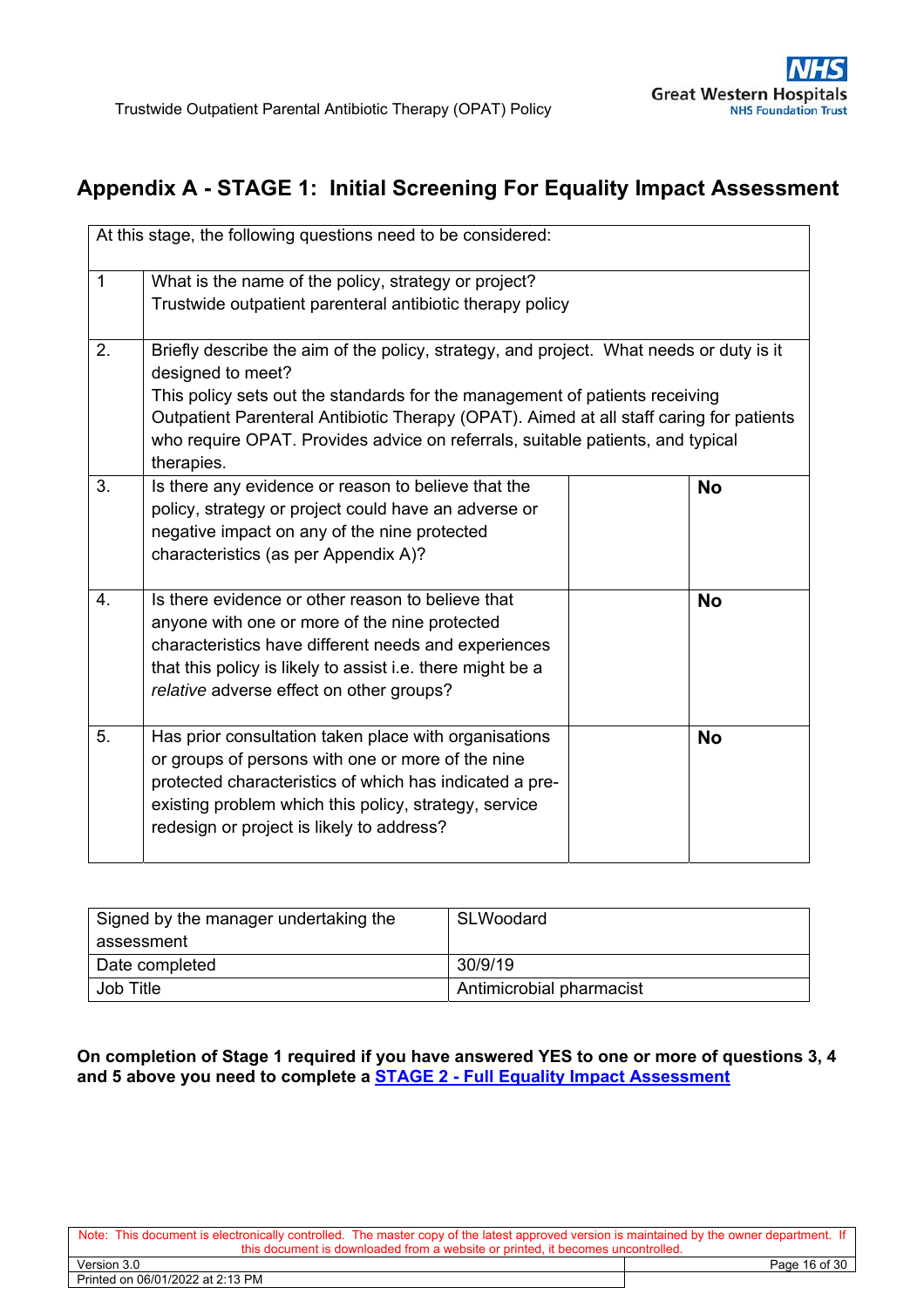## Appendix A - STAGE 1: Initial Screening For Equality Impact Assessment

| At this stage, the following questions need to be considered: | | | |
|---|---|---|---|
| 1 | What is the name of the policy, strategy or project?<br>Trustwide outpatient parenteral antibiotic therapy policy | | |
| 2. | Briefly describe the aim of the policy, strategy, and project. What needs or duty is it designed to meet?<br>This policy sets out the standards for the management of patients receiving Outpatient Parenteral Antibiotic Therapy (OPAT). Aimed at all staff caring for patients who require OPAT. Provides advice on referrals, suitable patients, and typical therapies. | | |
| 3. | Is there any evidence or reason to believe that the policy, strategy or project could have an adverse or negative impact on any of the nine protected characteristics (as per Appendix A)? | | **No** |
| 4. | Is there evidence or other reason to believe that anyone with one or more of the nine protected characteristics have different needs and experiences that this policy is likely to assist i.e. there might be a *relative* adverse effect on other groups? | | **No** |
| 5. | Has prior consultation taken place with organisations or groups of persons with one or more of the nine protected characteristics of which has indicated a pre-existing problem which this policy, strategy, service redesign or project is likely to address? | | **No** |

| Signed by the manager undertaking the assessment | SLWoodard |
|---|---|
| Date completed | 30/9/19 |
| Job Title | Antimicrobial pharmacist |

**On completion of Stage 1 required if you have answered YES to one or more of questions 3, 4 and 5 above you need to complete a [STAGE 2 - Full Equality Impact Assessment]**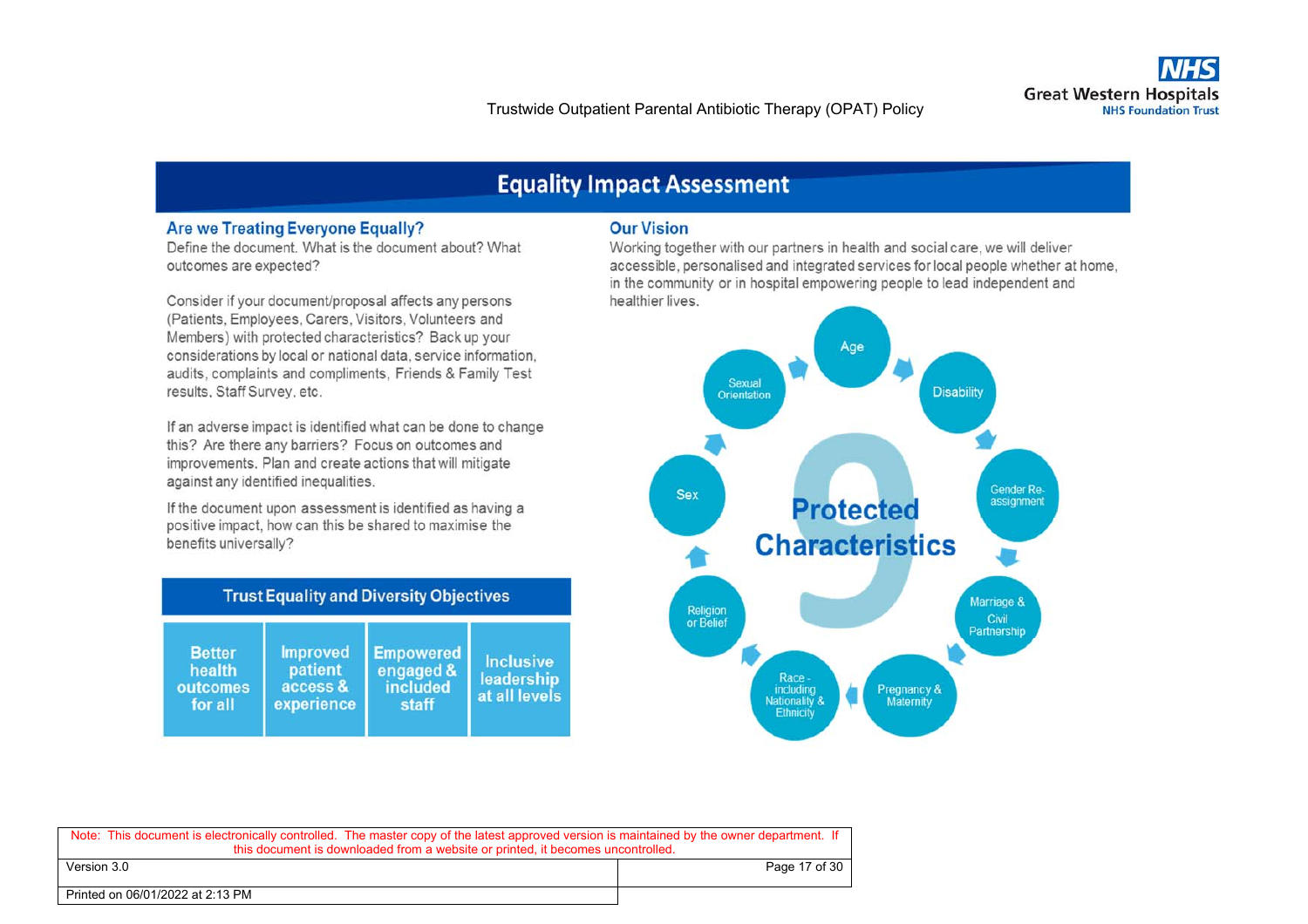# Equality Impact Assessment

## Are we Treating Everyone Equally?

Define the document. What is the document about? What outcomes are expected?

Consider if your document/proposal affects any persons (Patients, Employees, Carers, Visitors, Volunteers and Members) with protected characteristics? Back up your considerations by local or national data, service information, audits, complaints and compliments, Friends & Family Test results, Staff Survey, etc.

If an adverse impact is identified what can be done to change this? Are there any barriers? Focus on outcomes and improvements. Plan and create actions that will mitigate against any identified inequalities.

If the document upon assessment is identified as having a positive impact, how can this be shared to maximise the benefits universally?

## Trust Equality and Diversity Objectives

| Better health outcomes for all | Improved patient access & experience | Empowered engaged & included staff | Inclusive leadership at all levels |
|---|---|---|---|

## Our Vision

Working together with our partners in health and social care, we will deliver accessible, personalised and integrated services for local people whether at home, in the community or in hospital empowering people to lead independent and healthier lives.

## 9 Protected Characteristics

- Age
- Disability
- Gender Re-assignment
- Marriage & Civil Partnership
- Pregnancy & Maternity
- Race - including Nationality & Ethnicity
- Religion or Belief
- Sex
- Sexual Orientation

Note: This document is electronically controlled. The master copy of the latest approved version is maintained by the owner department. If this document is downloaded from a website or printed, it becomes uncontrolled.

Version 3.0

Printed on 06/01/2022 at 2:13 PM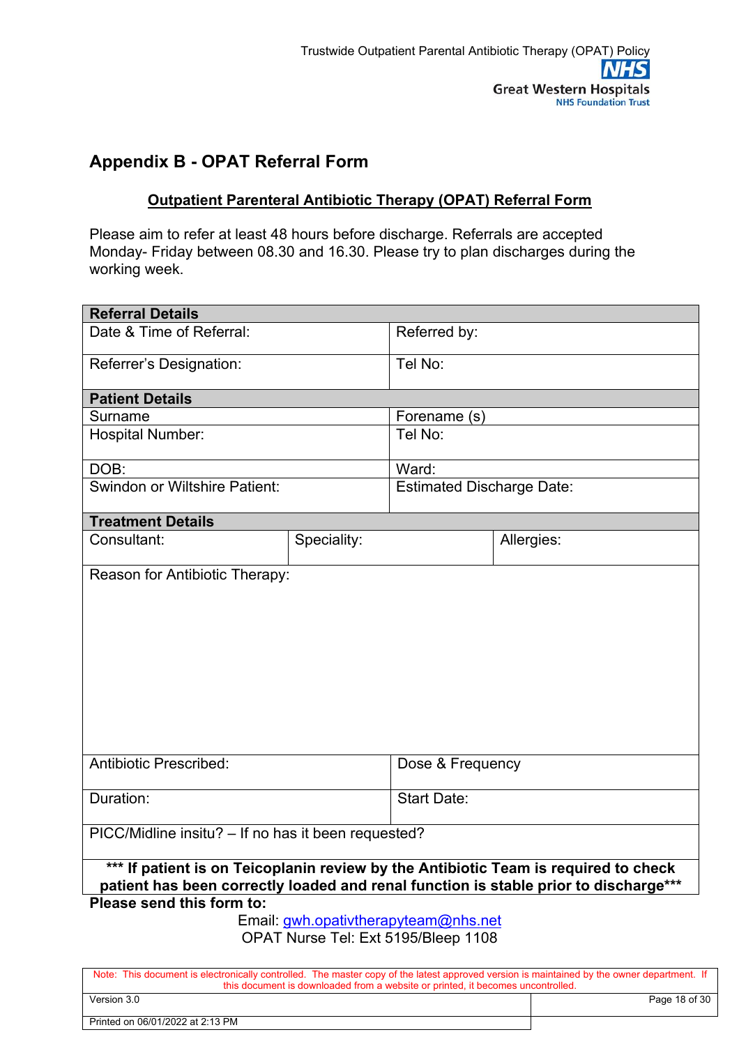## Appendix B - OPAT Referral Form

**Outpatient Parenteral Antibiotic Therapy (OPAT) Referral Form**

Please aim to refer at least 48 hours before discharge. Referrals are accepted Monday- Friday between 08.30 and 16.30. Please try to plan discharges during the working week.

| **Referral Details** | | |
|---|---|---|
| Date & Time of Referral: | | Referred by: |
| Referrer's Designation: | | Tel No: |
| **Patient Details** | | |
| Surname | | Forename (s) |
| Hospital Number: | | Tel No: |
| DOB: | | Ward: |
| Swindon or Wiltshire Patient: | | Estimated Discharge Date: |
| **Treatment Details** | | |
| Consultant: | Speciality: | Allergies: |
| Reason for Antibiotic Therapy: | | |
| Antibiotic Prescribed: | | Dose & Frequency |
| Duration: | | Start Date: |
| PICC/Midline insitu? – If no has it been requested? | | |
| **\*\*\* If patient is on Teicoplanin review by the Antibiotic Team is required to check patient has been correctly loaded and renal function is stable prior to discharge\*\*\*** | | |

**Please send this form to:**

Email: gwh.opativtherapyteam@nhs.net

OPAT Nurse Tel: Ext 5195/Bleep 1108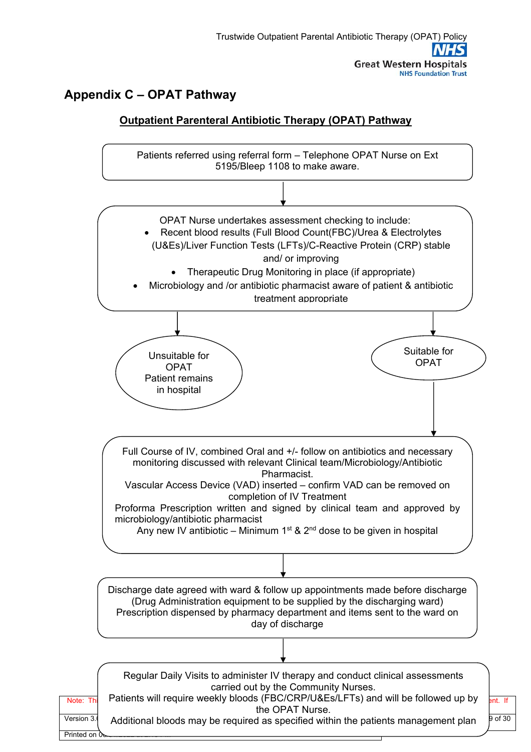# Appendix C – OPAT Pathway

## Outpatient Parenteral Antibiotic Therapy (OPAT) Pathway

Patients referred using referral form – Telephone OPAT Nurse on Ext 5195/Bleep 1108 to make aware.

↓

OPAT Nurse undertakes assessment checking to include:

- Recent blood results (Full Blood Count(FBC)/Urea & Electrolytes (U&Es)/Liver Function Tests (LFTs)/C-Reactive Protein (CRP) stable and/ or improving
- Therapeutic Drug Monitoring in place (if appropriate)
- Microbiology and /or antibiotic pharmacist aware of patient & antibiotic treatment appropriate

↓

- Unsuitable for OPAT Patient remains in hospital
- Suitable for OPAT

↓ (Suitable for OPAT)

Full Course of IV, combined Oral and +/- follow on antibiotics and necessary monitoring discussed with relevant Clinical team/Microbiology/Antibiotic Pharmacist.

Vascular Access Device (VAD) inserted – confirm VAD can be removed on completion of IV Treatment

Proforma Prescription written and signed by clinical team and approved by microbiology/antibiotic pharmacist

Any new IV antibiotic – Minimum 1st & 2nd dose to be given in hospital

↓

Discharge date agreed with ward & follow up appointments made before discharge (Drug Administration equipment to be supplied by the discharging ward)

Prescription dispensed by pharmacy department and items sent to the ward on day of discharge

↓

Regular Daily Visits to administer IV therapy and conduct clinical assessments carried out by the Community Nurses.

Patients will require weekly bloods (FBC/CRP/U&Es/LFTs) and will be followed up by the OPAT Nurse.

Additional bloods may be required as specified within the patients management plan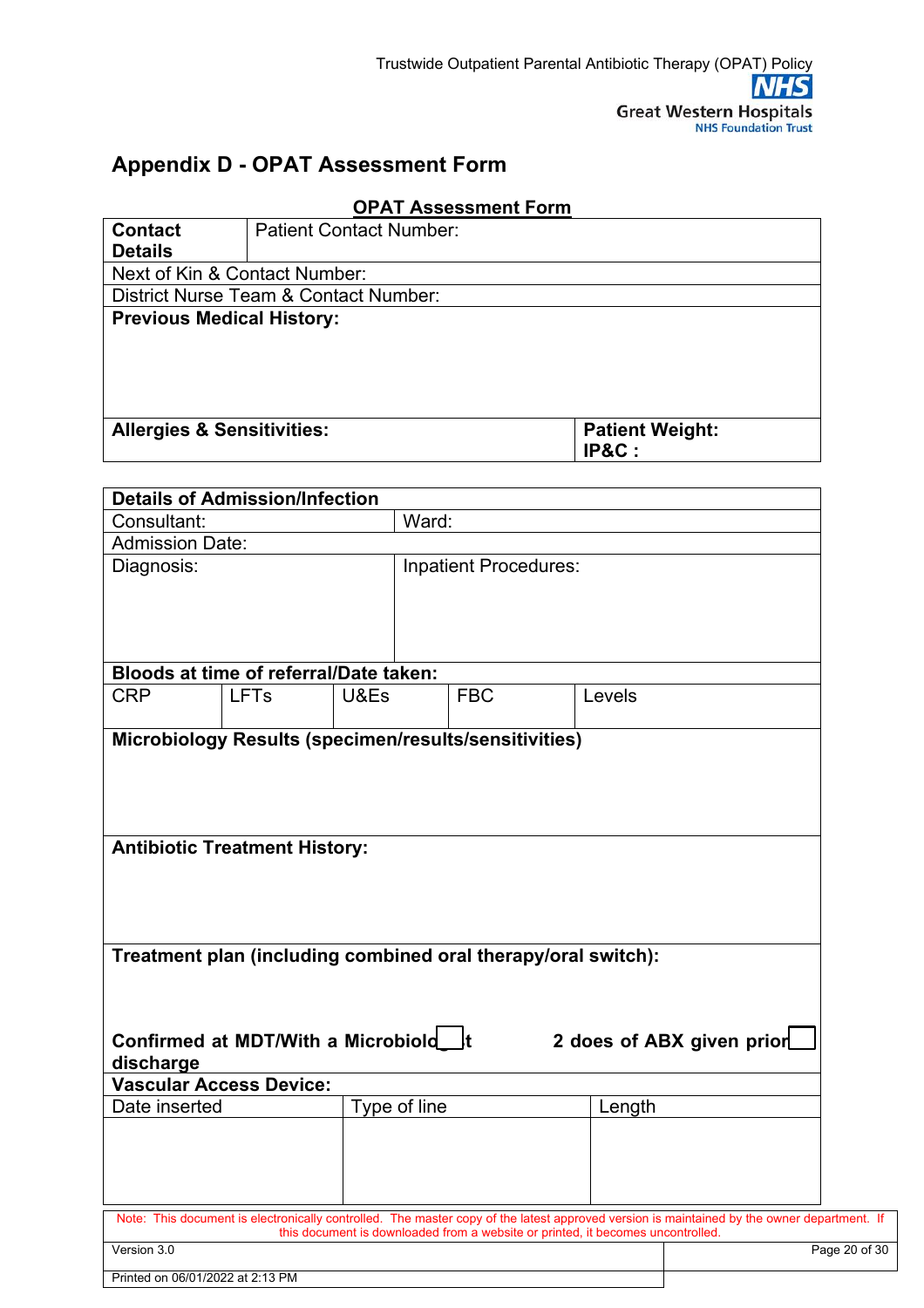## Appendix D - OPAT Assessment Form

**OPAT Assessment Form**

| **Contact Details** | Patient Contact Number: |
|---|---|
| Next of Kin & Contact Number: | |
| District Nurse Team & Contact Number: | |
| **Previous Medical History:** | |
| **Allergies & Sensitivities:** | **Patient Weight:** **IP&C :** |

| **Details of Admission/Infection** | | | | |
|---|---|---|---|---|
| Consultant: | | Ward: | | |
| Admission Date: | | | | |
| Diagnosis: | | Inpatient Procedures: | | |
| **Bloods at time of referral/Date taken:** | | | | |
| CRP | LFTs | U&Es | FBC | Levels |
| **Microbiology Results (specimen/results/sensitivities)** | | | | |
| **Antibiotic Treatment History:** | | | | |
| **Treatment plan (including combined oral therapy/oral switch):** | | | | |
| **Confirmed at MDT/With a Microbiologist** ☐ | | **2 does of ABX given prior discharge** ☐ | | |

| **Vascular Access Device:** | | |
|---|---|---|
| Date inserted | Type of line | Length |
| | | |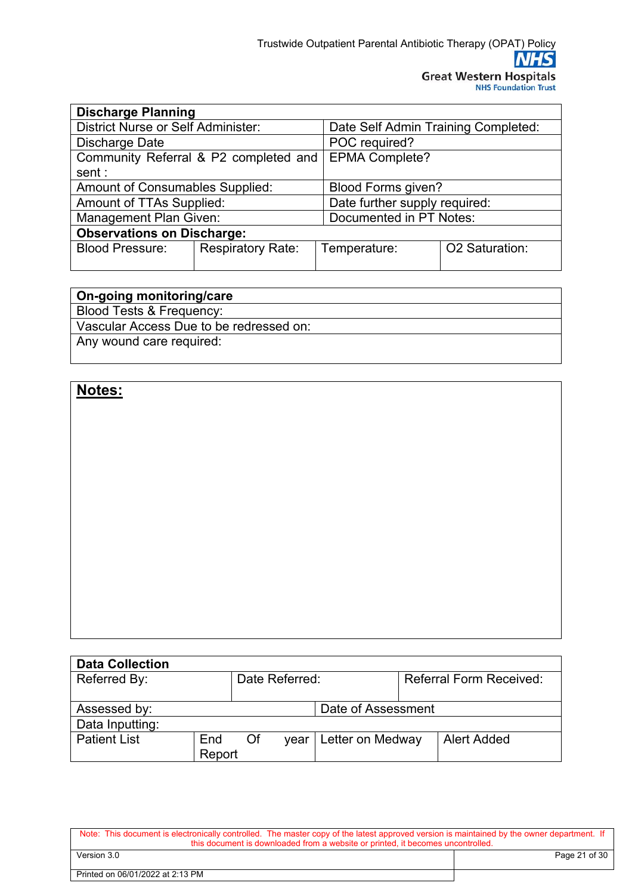| **Discharge Planning** | | | |
|---|---|---|---|
| District Nurse or Self Administer: | | Date Self Admin Training Completed: | |
| Discharge Date | | POC required? | |
| Community Referral & P2 completed and sent : | | EPMA Complete? | |
| Amount of Consumables Supplied: | | Blood Forms given? | |
| Amount of TTAs Supplied: | | Date further supply required: | |
| Management Plan Given: | | Documented in PT Notes: | |
| **Observations on Discharge:** | | | |
| Blood Pressure: | Respiratory Rate: | Temperature: | O2 Saturation: |

| **On-going monitoring/care** |
|---|
| Blood Tests & Frequency: |
| Vascular Access Due to be redressed on: |
| Any wound care required: |

| **Notes:** |
|---|
| |

| **Data Collection** | | | |
|---|---|---|---|
| Referred By: | Date Referred: | Referral Form Received: | |
| Assessed by: | | Date of Assessment | |
| Data Inputting: | | | |
| Patient List | End Of year Report | Letter on Medway | Alert Added |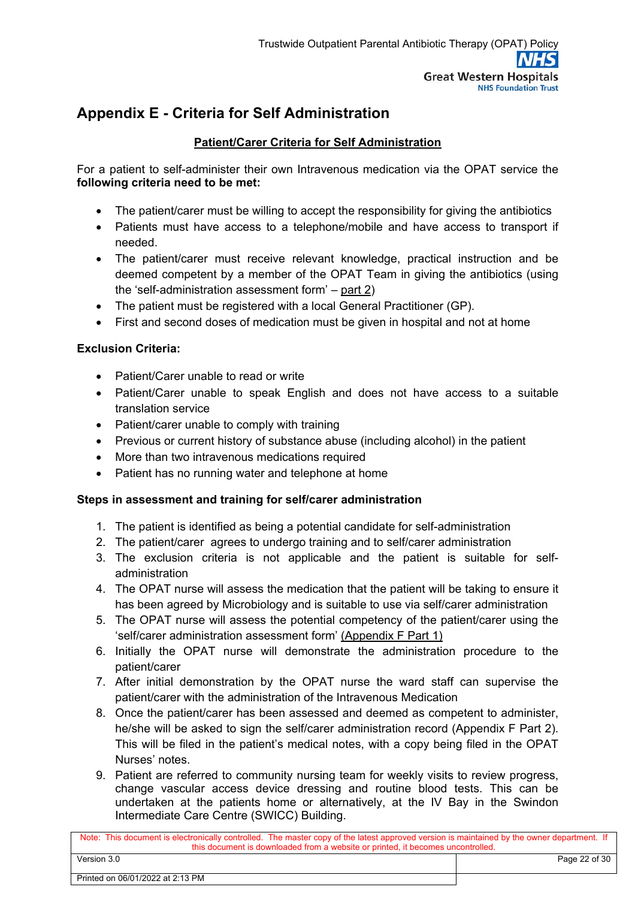# Appendix E - Criteria for Self Administration

**Patient/Carer Criteria for Self Administration**

For a patient to self-administer their own Intravenous medication via the OPAT service the **following criteria need to be met:**

- The patient/carer must be willing to accept the responsibility for giving the antibiotics
- Patients must have access to a telephone/mobile and have access to transport if needed.
- The patient/carer must receive relevant knowledge, practical instruction and be deemed competent by a member of the OPAT Team in giving the antibiotics (using the 'self-administration assessment form' – part 2)
- The patient must be registered with a local General Practitioner (GP).
- First and second doses of medication must be given in hospital and not at home

**Exclusion Criteria:**

- Patient/Carer unable to read or write
- Patient/Carer unable to speak English and does not have access to a suitable translation service
- Patient/carer unable to comply with training
- Previous or current history of substance abuse (including alcohol) in the patient
- More than two intravenous medications required
- Patient has no running water and telephone at home

**Steps in assessment and training for self/carer administration**

1. The patient is identified as being a potential candidate for self-administration
2. The patient/carer agrees to undergo training and to self/carer administration
3. The exclusion criteria is not applicable and the patient is suitable for self-administration
4. The OPAT nurse will assess the medication that the patient will be taking to ensure it has been agreed by Microbiology and is suitable to use via self/carer administration
5. The OPAT nurse will assess the potential competency of the patient/carer using the 'self/carer administration assessment form' (Appendix F Part 1)
6. Initially the OPAT nurse will demonstrate the administration procedure to the patient/carer
7. After initial demonstration by the OPAT nurse the ward staff can supervise the patient/carer with the administration of the Intravenous Medication
8. Once the patient/carer has been assessed and deemed as competent to administer, he/she will be asked to sign the self/carer administration record (Appendix F Part 2). This will be filed in the patient's medical notes, with a copy being filed in the OPAT Nurses' notes.
9. Patient are referred to community nursing team for weekly visits to review progress, change vascular access device dressing and routine blood tests. This can be undertaken at the patients home or alternatively, at the IV Bay in the Swindon Intermediate Care Centre (SWICC) Building.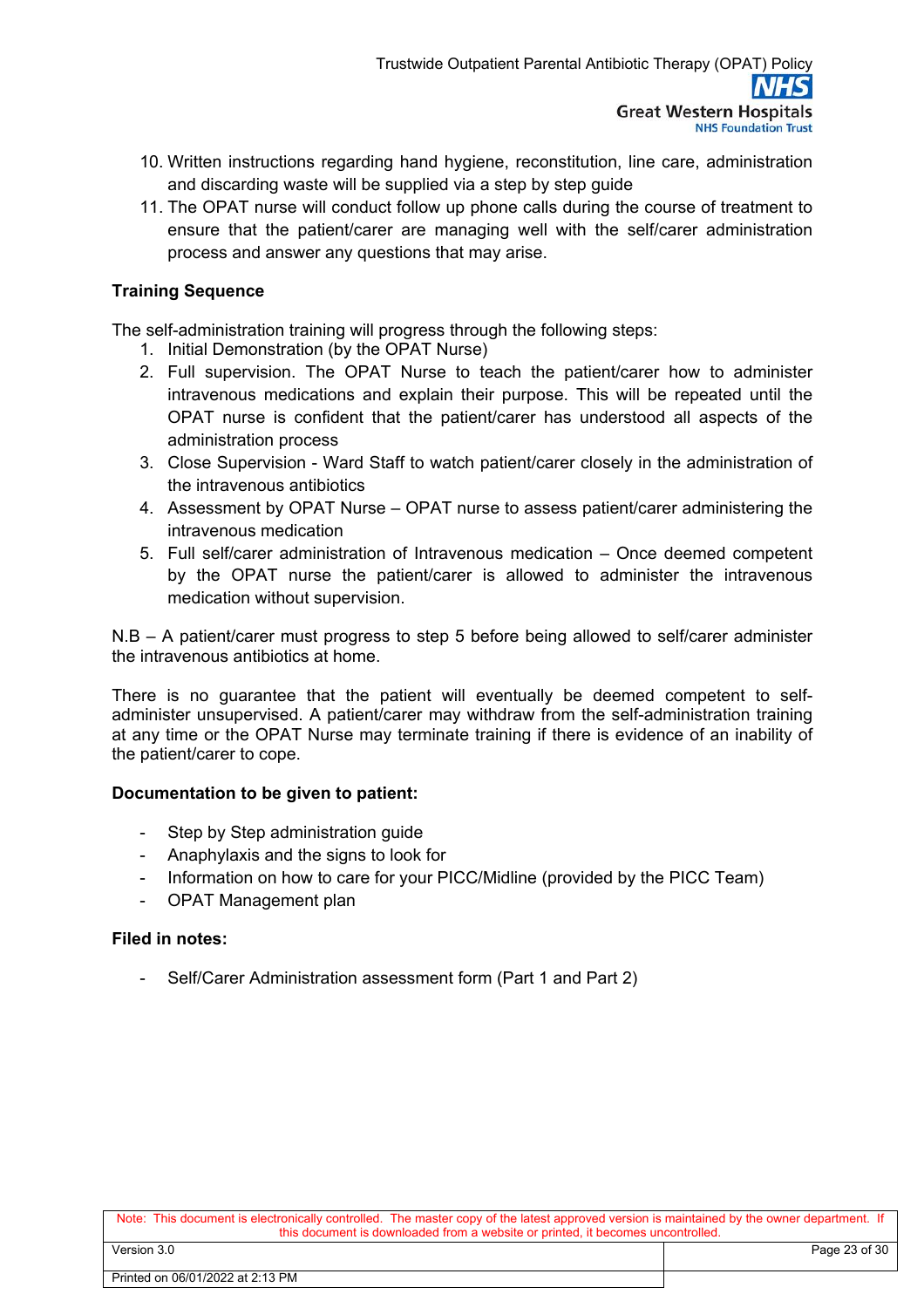10. Written instructions regarding hand hygiene, reconstitution, line care, administration and discarding waste will be supplied via a step by step guide
11. The OPAT nurse will conduct follow up phone calls during the course of treatment to ensure that the patient/carer are managing well with the self/carer administration process and answer any questions that may arise.

**Training Sequence**

The self-administration training will progress through the following steps:

1. Initial Demonstration (by the OPAT Nurse)
2. Full supervision. The OPAT Nurse to teach the patient/carer how to administer intravenous medications and explain their purpose. This will be repeated until the OPAT nurse is confident that the patient/carer has understood all aspects of the administration process
3. Close Supervision - Ward Staff to watch patient/carer closely in the administration of the intravenous antibiotics
4. Assessment by OPAT Nurse – OPAT nurse to assess patient/carer administering the intravenous medication
5. Full self/carer administration of Intravenous medication – Once deemed competent by the OPAT nurse the patient/carer is allowed to administer the intravenous medication without supervision.

N.B – A patient/carer must progress to step 5 before being allowed to self/carer administer the intravenous antibiotics at home.

There is no guarantee that the patient will eventually be deemed competent to self-administer unsupervised. A patient/carer may withdraw from the self-administration training at any time or the OPAT Nurse may terminate training if there is evidence of an inability of the patient/carer to cope.

**Documentation to be given to patient:**

- Step by Step administration guide
- Anaphylaxis and the signs to look for
- Information on how to care for your PICC/Midline (provided by the PICC Team)
- OPAT Management plan

**Filed in notes:**

- Self/Carer Administration assessment form (Part 1 and Part 2)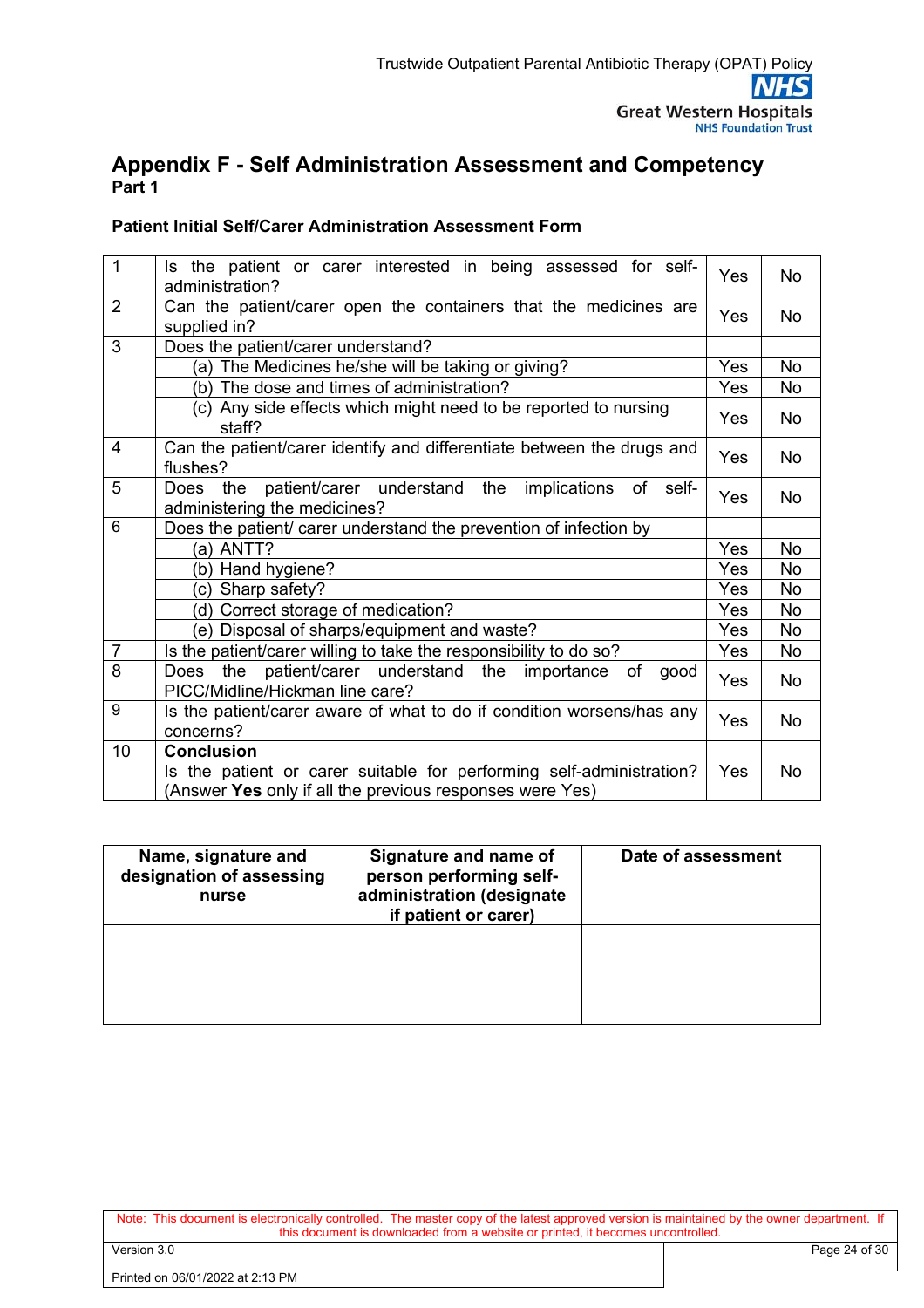# Appendix F - Self Administration Assessment and Competency

**Part 1**

**Patient Initial Self/Carer Administration Assessment Form**

| | | | |
|---|---|---|---|
| 1 | Is the patient or carer interested in being assessed for self-administration? | Yes | No |
| 2 | Can the patient/carer open the containers that the medicines are supplied in? | Yes | No |
| 3 | Does the patient/carer understand? | | |
| | (a) The Medicines he/she will be taking or giving? | Yes | No |
| | (b) The dose and times of administration? | Yes | No |
| | (c) Any side effects which might need to be reported to nursing staff? | Yes | No |
| 4 | Can the patient/carer identify and differentiate between the drugs and flushes? | Yes | No |
| 5 | Does the patient/carer understand the implications of self-administering the medicines? | Yes | No |
| 6 | Does the patient/ carer understand the prevention of infection by | | |
| | (a) ANTT? | Yes | No |
| | (b) Hand hygiene? | Yes | No |
| | (c) Sharp safety? | Yes | No |
| | (d) Correct storage of medication? | Yes | No |
| | (e) Disposal of sharps/equipment and waste? | Yes | No |
| 7 | Is the patient/carer willing to take the responsibility to do so? | Yes | No |
| 8 | Does the patient/carer understand the importance of good PICC/Midline/Hickman line care? | Yes | No |
| 9 | Is the patient/carer aware of what to do if condition worsens/has any concerns? | Yes | No |
| 10 | **Conclusion** Is the patient or carer suitable for performing self-administration? (Answer **Yes** only if all the previous responses were Yes) | Yes | No |

| Name, signature and designation of assessing nurse | Signature and name of person performing self-administration (designate if patient or carer) | Date of assessment |
|---|---|---|
| | | |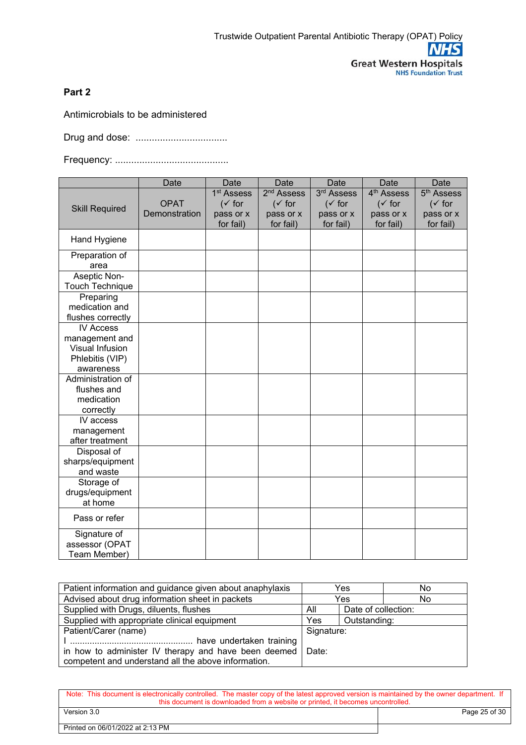## Part 2

Antimicrobials to be administered

Drug and dose: .................................

Frequency: ..........................................

| | Date | Date | Date | Date | Date | Date |
|---|---|---|---|---|---|---|
| Skill Required | OPAT Demonstration | 1st Assess (✓ for pass or x for fail) | 2nd Assess (✓ for pass or x for fail) | 3rd Assess (✓ for pass or x for fail) | 4th Assess (✓ for pass or x for fail) | 5th Assess (✓ for pass or x for fail) |
| Hand Hygiene | | | | | | |
| Preparation of area | | | | | | |
| Aseptic Non-Touch Technique | | | | | | |
| Preparing medication and flushes correctly | | | | | | |
| IV Access management and Visual Infusion Phlebitis (VIP) awareness | | | | | | |
| Administration of flushes and medication correctly | | | | | | |
| IV access management after treatment | | | | | | |
| Disposal of sharps/equipment and waste | | | | | | |
| Storage of drugs/equipment at home | | | | | | |
| Pass or refer | | | | | | |
| Signature of assessor (OPAT Team Member) | | | | | | |

| | | |
|---|---|---|
| Patient information and guidance given about anaphylaxis | Yes | No |
| Advised about drug information sheet in packets | Yes | No |
| Supplied with Drugs, diluents, flushes | All | Date of collection: |
| Supplied with appropriate clinical equipment | Yes | Outstanding: |
| Patient/Carer (name) I ................................................ have undertaken training in how to administer IV therapy and have been deemed competent and understand all the above information. | Signature: Date: | |

Note: This document is electronically controlled. The master copy of the latest approved version is maintained by the owner department. If this document is downloaded from a website or printed, it becomes uncontrolled.

Version 3.0

Printed on 06/01/2022 at 2:13 PM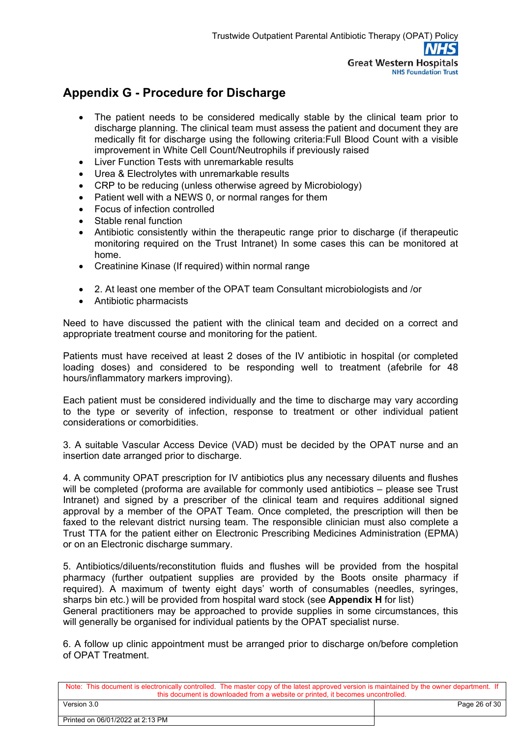## Appendix G - Procedure for Discharge

- The patient needs to be considered medically stable by the clinical team prior to discharge planning. The clinical team must assess the patient and document they are medically fit for discharge using the following criteria:Full Blood Count with a visible improvement in White Cell Count/Neutrophils if previously raised
- Liver Function Tests with unremarkable results
- Urea & Electrolytes with unremarkable results
- CRP to be reducing (unless otherwise agreed by Microbiology)
- Patient well with a NEWS 0, or normal ranges for them
- Focus of infection controlled
- Stable renal function
- Antibiotic consistently within the therapeutic range prior to discharge (if therapeutic monitoring required on the Trust Intranet) In some cases this can be monitored at home.
- Creatinine Kinase (If required) within normal range

- 2. At least one member of the OPAT team Consultant microbiologists and /or
- Antibiotic pharmacists

Need to have discussed the patient with the clinical team and decided on a correct and appropriate treatment course and monitoring for the patient.

Patients must have received at least 2 doses of the IV antibiotic in hospital (or completed loading doses) and considered to be responding well to treatment (afebrile for 48 hours/inflammatory markers improving).

Each patient must be considered individually and the time to discharge may vary according to the type or severity of infection, response to treatment or other individual patient considerations or comorbidities.

3. A suitable Vascular Access Device (VAD) must be decided by the OPAT nurse and an insertion date arranged prior to discharge.

4. A community OPAT prescription for IV antibiotics plus any necessary diluents and flushes will be completed (proforma are available for commonly used antibiotics – please see Trust Intranet) and signed by a prescriber of the clinical team and requires additional signed approval by a member of the OPAT Team. Once completed, the prescription will then be faxed to the relevant district nursing team. The responsible clinician must also complete a Trust TTA for the patient either on Electronic Prescribing Medicines Administration (EPMA) or on an Electronic discharge summary.

5. Antibiotics/diluents/reconstitution fluids and flushes will be provided from the hospital pharmacy (further outpatient supplies are provided by the Boots onsite pharmacy if required). A maximum of twenty eight days' worth of consumables (needles, syringes, sharps bin etc.) will be provided from hospital ward stock (see **Appendix H** for list)
General practitioners may be approached to provide supplies in some circumstances, this will generally be organised for individual patients by the OPAT specialist nurse.

6. A follow up clinic appointment must be arranged prior to discharge on/before completion of OPAT Treatment.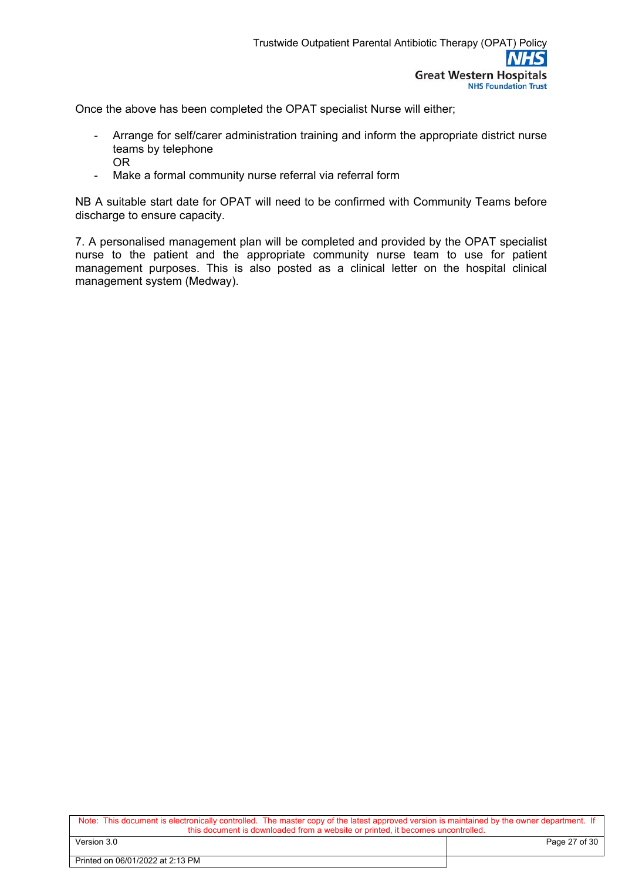Once the above has been completed the OPAT specialist Nurse will either;

- Arrange for self/carer administration training and inform the appropriate district nurse teams by telephone
  OR
- Make a formal community nurse referral via referral form

NB A suitable start date for OPAT will need to be confirmed with Community Teams before discharge to ensure capacity.

7. A personalised management plan will be completed and provided by the OPAT specialist nurse to the patient and the appropriate community nurse team to use for patient management purposes. This is also posted as a clinical letter on the hospital clinical management system (Medway).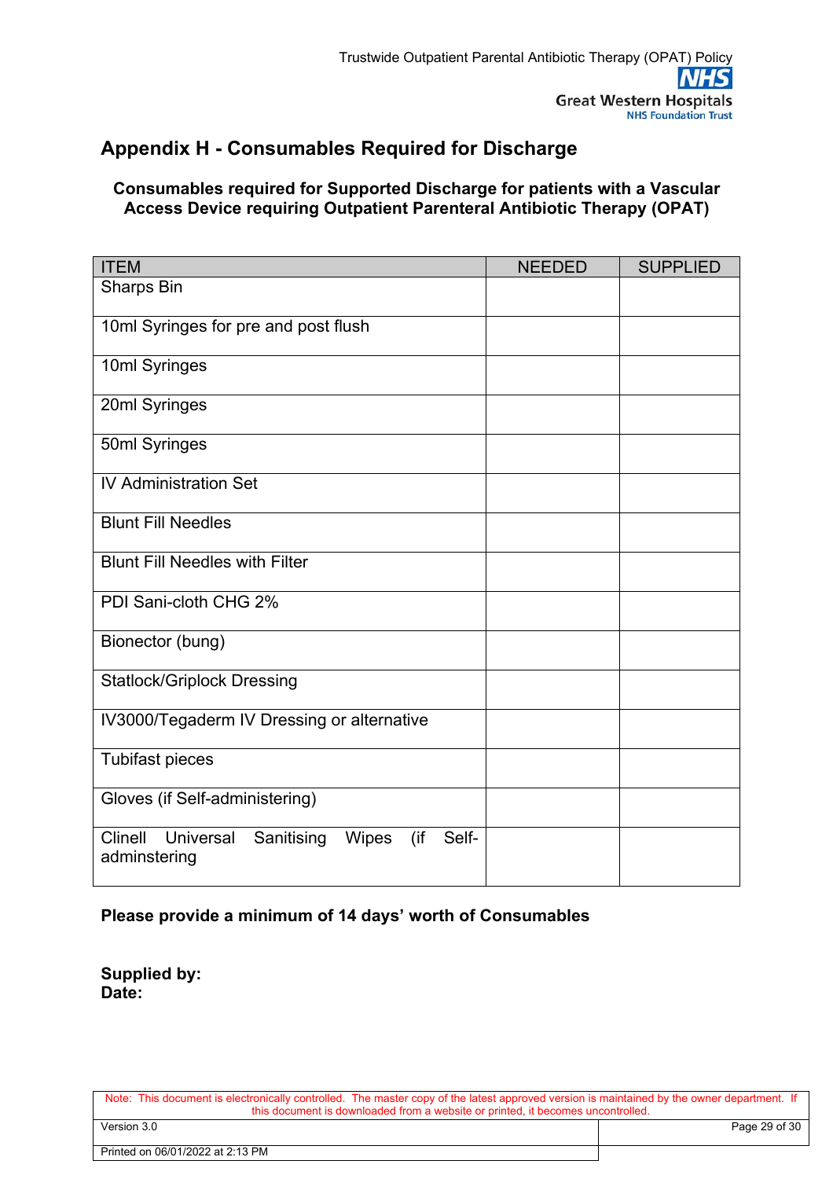## Appendix H - Consumables Required for Discharge

**Consumables required for Supported Discharge for patients with a Vascular Access Device requiring Outpatient Parenteral Antibiotic Therapy (OPAT)**

| ITEM | NEEDED | SUPPLIED |
|---|---|---|
| Sharps Bin | | |
| 10ml Syringes for pre and post flush | | |
| 10ml Syringes | | |
| 20ml Syringes | | |
| 50ml Syringes | | |
| IV Administration Set | | |
| Blunt Fill Needles | | |
| Blunt Fill Needles with Filter | | |
| PDI Sani-cloth CHG 2% | | |
| Bionector (bung) | | |
| Statlock/Griplock Dressing | | |
| IV3000/Tegaderm IV Dressing or alternative | | |
| Tubifast pieces | | |
| Gloves (if Self-administering) | | |
| Clinell Universal Sanitising Wipes (if Self-adminstering | | |

**Please provide a minimum of 14 days' worth of Consumables**

**Supplied by:**
**Date:**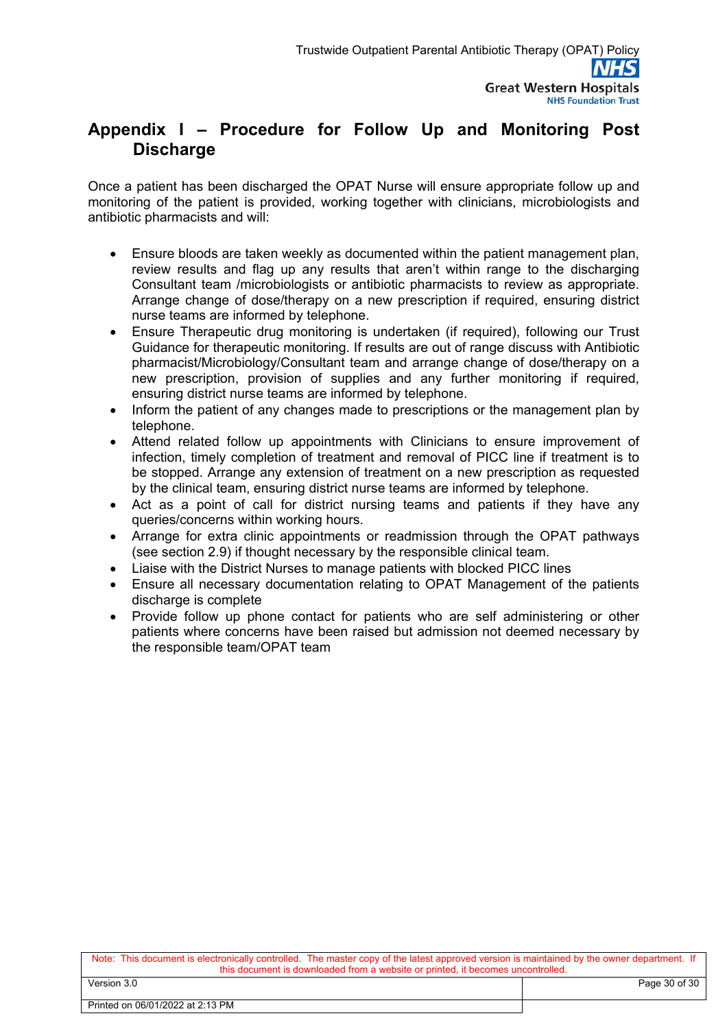# Appendix I – Procedure for Follow Up and Monitoring Post Discharge

Once a patient has been discharged the OPAT Nurse will ensure appropriate follow up and monitoring of the patient is provided, working together with clinicians, microbiologists and antibiotic pharmacists and will:

- Ensure bloods are taken weekly as documented within the patient management plan, review results and flag up any results that aren't within range to the discharging Consultant team /microbiologists or antibiotic pharmacists to review as appropriate. Arrange change of dose/therapy on a new prescription if required, ensuring district nurse teams are informed by telephone.
- Ensure Therapeutic drug monitoring is undertaken (if required), following our Trust Guidance for therapeutic monitoring. If results are out of range discuss with Antibiotic pharmacist/Microbiology/Consultant team and arrange change of dose/therapy on a new prescription, provision of supplies and any further monitoring if required, ensuring district nurse teams are informed by telephone.
- Inform the patient of any changes made to prescriptions or the management plan by telephone.
- Attend related follow up appointments with Clinicians to ensure improvement of infection, timely completion of treatment and removal of PICC line if treatment is to be stopped. Arrange any extension of treatment on a new prescription as requested by the clinical team, ensuring district nurse teams are informed by telephone.
- Act as a point of call for district nursing teams and patients if they have any queries/concerns within working hours.
- Arrange for extra clinic appointments or readmission through the OPAT pathways (see section 2.9) if thought necessary by the responsible clinical team.
- Liaise with the District Nurses to manage patients with blocked PICC lines
- Ensure all necessary documentation relating to OPAT Management of the patients discharge is complete
- Provide follow up phone contact for patients who are self administering or other patients where concerns have been raised but admission not deemed necessary by the responsible team/OPAT team